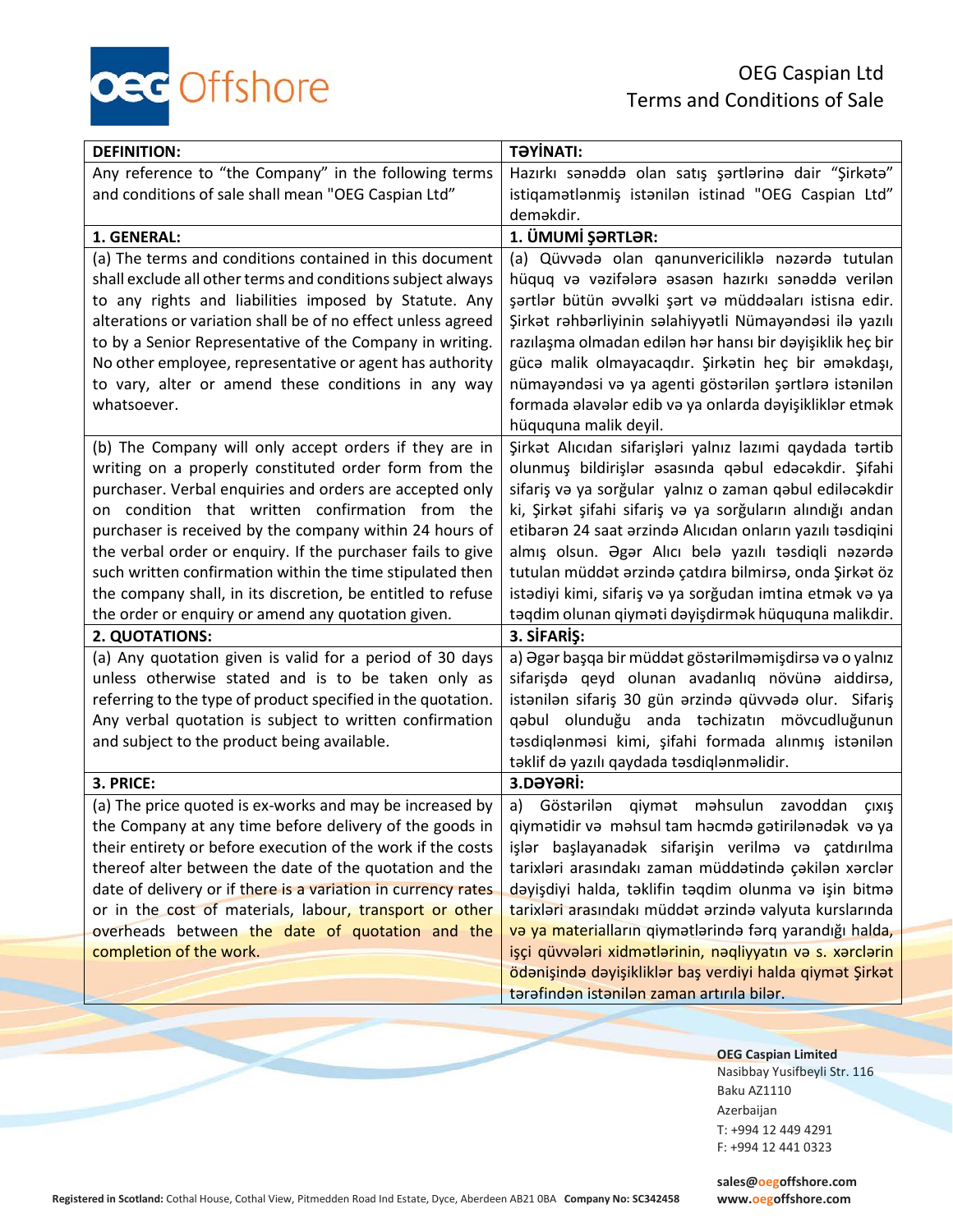OEG Caspian Ltd
Terms and Conditions of Sale

| DEFINITION: | TƏYİNATI: |
|---|---|
| Any reference to “the Company” in the following terms and conditions of sale shall mean "OEG Caspian Ltd” | Hazırkı sənəddə olan satış şərtlərinə dair “Şirkətə” istiqamətlənmiş istənilən istinad "OEG Caspian Ltd” deməkdir. |
| **1. GENERAL:** | **1. ÜMUMİ ŞƏRTLƏR:** |
| (a) The terms and conditions contained in this document shall exclude all other terms and conditions subject always to any rights and liabilities imposed by Statute. Any alterations or variation shall be of no effect unless agreed to by a Senior Representative of the Company in writing. No other employee, representative or agent has authority to vary, alter or amend these conditions in any way whatsoever. | (a) Qüvvədə olan qanunvericiliklə nəzərdə tutulan hüquq və vəzifələrə əsasən hazırkı sənəddə verilən şərtlər bütün əvvəlki şərt və müddəaları istisna edir. Şirkət rəhbərliyinin səlahiyyətli Nümayəndəsi ilə yazılı razılaşma olmadan edilən hər hansı bir dəyişiklik heç bir gücə malik olmayacaqdır. Şirkətin heç bir əməkdaşı, nümayəndəsi və ya agenti göstərilən şərtlərə istənilən formada əlavələr edib və ya onlarda dəyişikliklər etmək hüququna malik deyil. |
| (b) The Company will only accept orders if they are in writing on a properly constituted order form from the purchaser. Verbal enquiries and orders are accepted only on condition that written confirmation from the purchaser is received by the company within 24 hours of the verbal order or enquiry. If the purchaser fails to give such written confirmation within the time stipulated then the company shall, in its discretion, be entitled to refuse the order or enquiry or amend any quotation given. | Şirkət Alıcıdan sifarişləri yalnız lazımi qaydada tərtib olunmuş bildirişlər əsasında qəbul edəcəkdir. Şifahi sifariş və ya sorğular yalnız o zaman qəbul ediləcəkdir ki, Şirkət şifahi sifariş və ya sorğuların alındığı andan etibarən 24 saat ərzində Alıcıdan onların yazılı təsdiqini almış olsun. Əgər Alıcı belə yazılı təsdiqli nəzərdə tutulan müddət ərzində çatdıra bilmirsə, onda Şirkət öz istədiyi kimi, sifariş və ya sorğudan imtina etmək və ya təqdim olunan qiyməti dəyişdirmək hüququna malikdir. |
| **2. QUOTATIONS:** | **3. SİFARİŞ:** |
| (a) Any quotation given is valid for a period of 30 days unless otherwise stated and is to be taken only as referring to the type of product specified in the quotation. Any verbal quotation is subject to written confirmation and subject to the product being available. | a) Əgər başqa bir müddət göstərilməmişdirsə və o yalnız sifarişdə qeyd olunan avadanlıq növünə aiddirsə, istənilən sifariş 30 gün ərzində qüvvədə olur. Sifariş qəbul olunduğu anda təchizatın mövcudluğunun təsdiqlənməsi kimi, şifahi formada alınmış istənilən təklif də yazılı qaydada təsdiqlənməlidir. |
| **3. PRICE:** | **3.DƏYƏRİ:** |
| (a) The price quoted is ex-works and may be increased by the Company at any time before delivery of the goods in their entirety or before execution of the work if the costs thereof alter between the date of the quotation and the date of delivery or if there is a variation in currency rates or in the cost of materials, labour, transport or other overheads between the date of quotation and the completion of the work. | a) Göstərilən qiymət məhsulun zavoddan çıxış qiymətidir və məhsul tam həcmdə gətirilənədək və ya işlər başlayanadək sifarişin verilmə və çatdırılma tarixləri arasındakı zaman müddətində çəkilən xərclər dəyişdiyi halda, təklifin təqdim olunma və işin bitmə tarixləri arasındakı müddət ərzində valyuta kurslarında və ya materialların qiymətlərində fərq yarandığı halda, işçi qüvvələri xidmətlərinin, nəqliyyatın və s. xərclərin ödənişində dəyişikliklər baş verdiyi halda qiymət Şirkət tərəfindən istənilən zaman artırıla bilər. |

**OEG Caspian Limited**
Nasibbay Yusifbeyli Str. 116
Baku AZ1110
Azerbaijan
T: +994 12 449 4291
F: +994 12 441 0323

**sales@oegoffshore.com**
**www.oegoffshore.com**

**Registered in Scotland:** Cothal House, Cothal View, Pitmedden Road Ind Estate, Dyce, Aberdeen AB21 0BA **Company No: SC342458**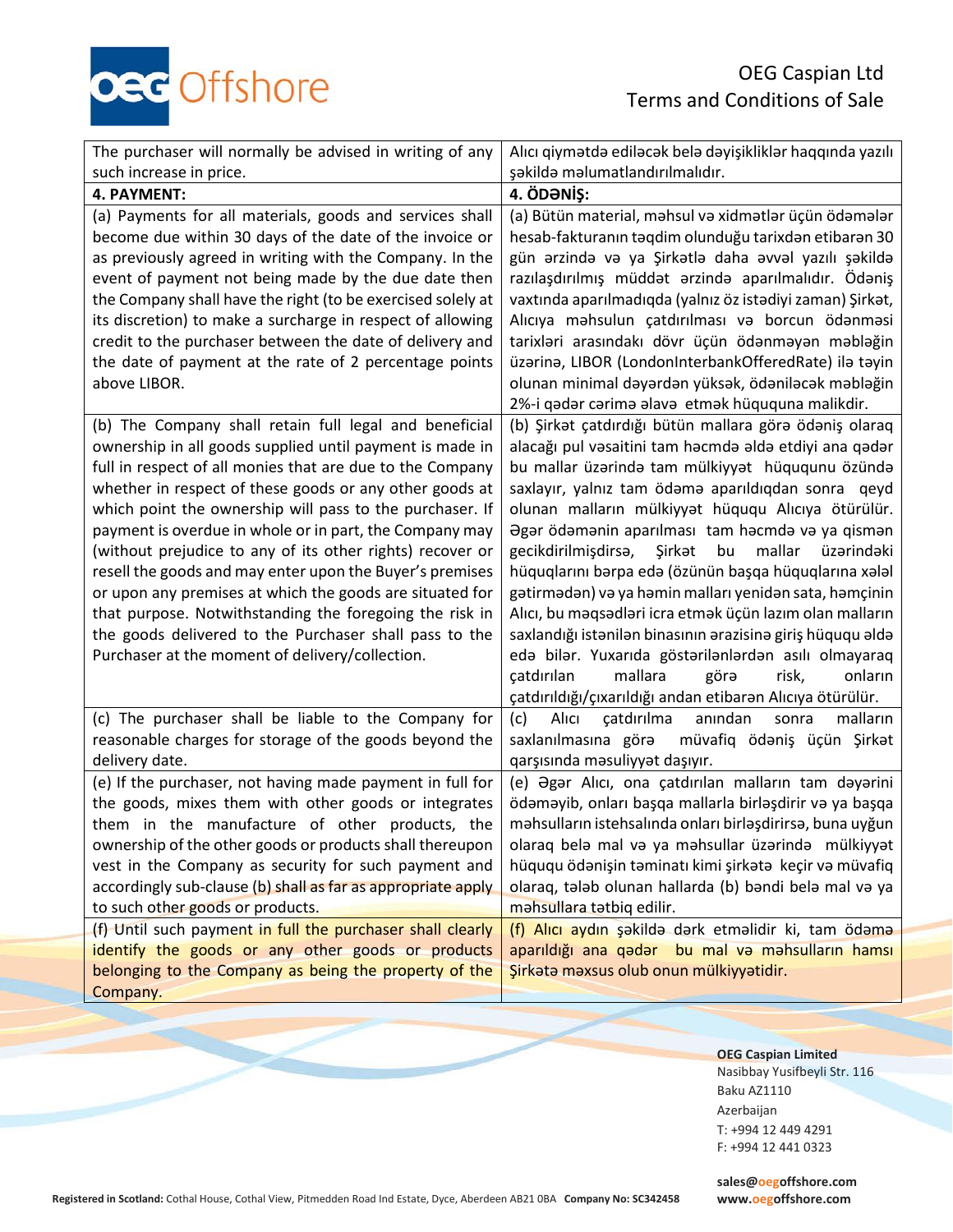| The purchaser will normally be advised in writing of any such increase in price. | Alıcı qiymətdə ediləcək belə dəyişikliklər haqqında yazılı şəkildə məlumatlandırılmalıdır. |
|---|---|
| **4. PAYMENT:** | **4. ÖDƏNİŞ:** |
| (a) Payments for all materials, goods and services shall become due within 30 days of the date of the invoice or as previously agreed in writing with the Company. In the event of payment not being made by the due date then the Company shall have the right (to be exercised solely at its discretion) to make a surcharge in respect of allowing credit to the purchaser between the date of delivery and the date of payment at the rate of 2 percentage points above LIBOR. | (a) Bütün material, məhsul və xidmətlər üçün ödəmələr hesab-fakturanın təqdim olunduğu tarixdən etibarən 30 gün ərzində və ya Şirkətlə daha əvvəl yazılı şəkildə razılaşdırılmış müddət ərzində aparılmalıdır. Ödəniş vaxtında aparılmadıqda (yalnız öz istədiyi zaman) Şirkət, Alıcıya məhsulun çatdırılması və borcun ödənməsi tarixləri arasındakı dövr üçün ödənməyən məbləğin üzərinə, LIBOR (LondonInterbankOfferedRate) ilə təyin olunan minimal dəyərdən yüksək, ödəniləcək məbləğin 2%-i qədər cərimə əlavə etmək hüququna malikdir. |
| (b) The Company shall retain full legal and beneficial ownership in all goods supplied until payment is made in full in respect of all monies that are due to the Company whether in respect of these goods or any other goods at which point the ownership will pass to the purchaser. If payment is overdue in whole or in part, the Company may (without prejudice to any of its other rights) recover or resell the goods and may enter upon the Buyer's premises or upon any premises at which the goods are situated for that purpose. Notwithstanding the foregoing the risk in the goods delivered to the Purchaser shall pass to the Purchaser at the moment of delivery/collection. | (b) Şirkət çatdırdığı bütün mallara görə ödəniş olaraq alacağı pul vəsaitini tam həcmdə əldə etdiyi ana qədər bu mallar üzərində tam mülkiyyət hüququnu özündə saxlayır, yalnız tam ödəmə aparıldıqdan sonra qeyd olunan malların mülkiyyət hüququ Alıcıya ötürülür. Əgər ödəmənin aparılması tam həcmdə və ya qismən gecikdirilmişdirsə, Şirkət bu mallar üzərindəki hüquqlarını bərpa edə (özünün başqa hüquqlarına xələl gətirmədən) və ya həmin malları yenidən sata, həmçinin Alıcı, bu məqsədləri icra etmək üçün lazım olan malların saxlandığı istənilən binasının ərazisinə giriş hüququ əldə edə bilər. Yuxarıda göstərilənlərdən asılı olmayaraq çatdırılan mallara görə risk, onların çatdırıldığı/çıxarıldığı andan etibarən Alıcıya ötürülür. |
| (c) The purchaser shall be liable to the Company for reasonable charges for storage of the goods beyond the delivery date. | (c) Alıcı çatdırılma anından sonra malların saxlanılmasına görə müvafiq ödəniş üçün Şirkət qarşısında məsuliyyət daşıyır. |
| (e) If the purchaser, not having made payment in full for the goods, mixes them with other goods or integrates them in the manufacture of other products, the ownership of the other goods or products shall thereupon vest in the Company as security for such payment and accordingly sub-clause (b) shall as far as appropriate apply to such other goods or products. | (e) Əgər Alıcı, ona çatdırılan malların tam dəyərini ödəməyib, onları başqa mallarla birləşdirir və ya başqa məhsulların istehsalında onları birləşdirirsə, buna uyğun olaraq belə mal və ya məhsullar üzərində mülkiyyət hüququ ödənişin təminatı kimi şirkətə keçir və müvafiq olaraq, tələb olunan hallarda (b) bəndi belə mal və ya məhsullara tətbiq edilir. |
| (f) Until such payment in full the purchaser shall clearly identify the goods or any other goods or products belonging to the Company as being the property of the Company. | (f) Alıcı aydın şəkildə dərk etməlidir ki, tam ödəmə aparıldığı ana qədər bu mal və məhsulların hamısı Şirkətə məxsus olub onun mülkiyyətidir. |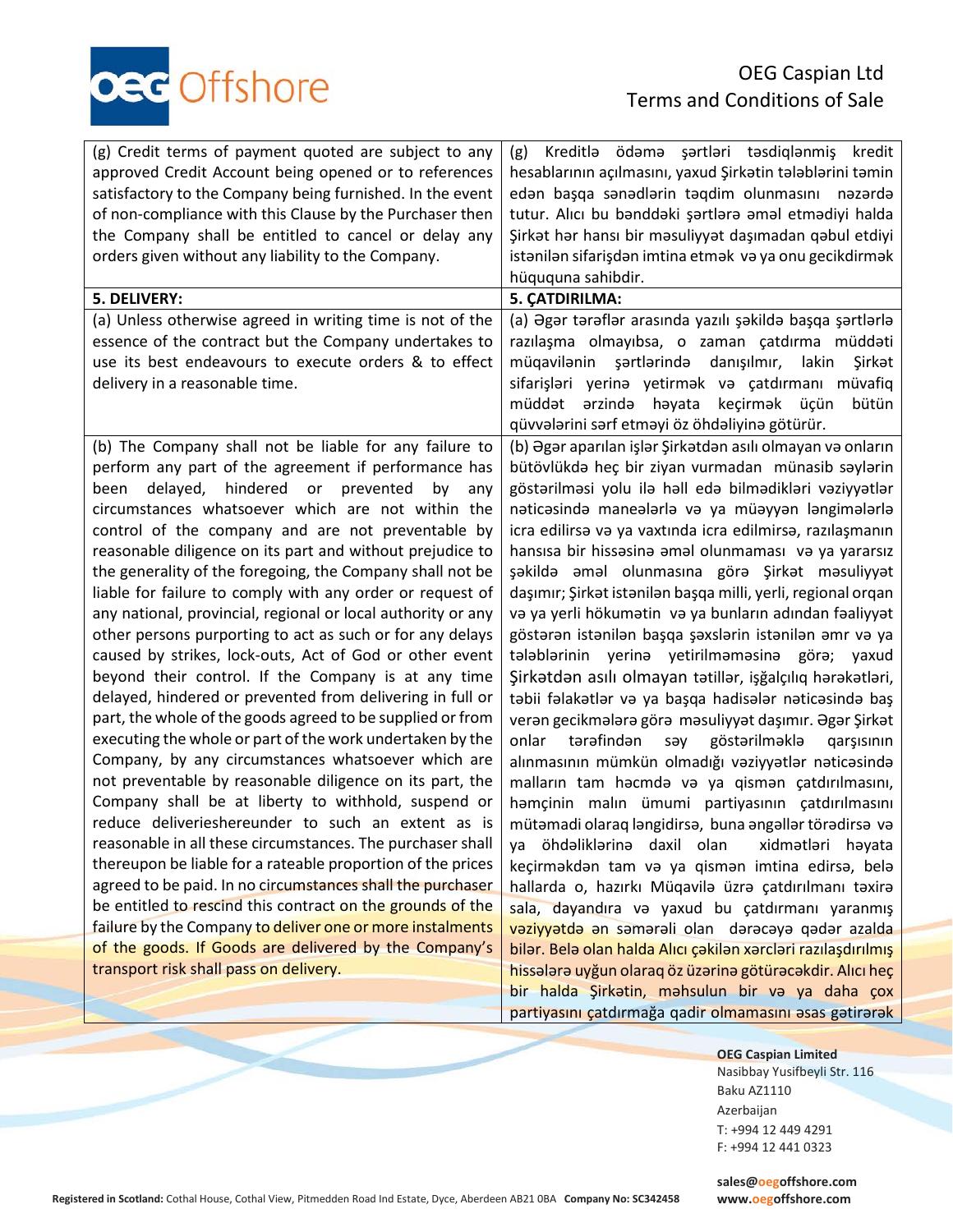| (g) Credit terms of payment quoted are subject to any approved Credit Account being opened or to references satisfactory to the Company being furnished. In the event of non-compliance with this Clause by the Purchaser then the Company shall be entitled to cancel or delay any orders given without any liability to the Company. | (g) Kreditlə ödəmə şərtləri təsdiqlənmiş kredit hesablarının açılmasını, yaxud Şirkətin tələblərini təmin edən başqa sənədlərin təqdim olunmasını nəzərdə tutur. Alıcı bu bənddəki şərtlərə əməl etmədiyi halda Şirkət hər hansı bir məsuliyyət daşımadan qəbul etdiyi istənilən sifarişdən imtina etmək və ya onu gecikdirmək hüququna sahibdir. |
|---|---|
| **5. DELIVERY:** | **5. ÇATDIRILMA:** |
| (a) Unless otherwise agreed in writing time is not of the essence of the contract but the Company undertakes to use its best endeavours to execute orders & to effect delivery in a reasonable time. | (a) Əgər tərəflər arasında yazılı şəkildə başqa şərtlərlə razılaşma olmayıbsa, o zaman çatdırma müddəti müqavilənin şərtlərində danışılmır, lakin Şirkət sifarişləri yerinə yetirmək və çatdırmanı müvafiq müddət ərzində həyata keçirmək üçün bütün qüvvələrini sərf etməyi öz öhdəliyinə götürür. |
| (b) The Company shall not be liable for any failure to perform any part of the agreement if performance has been delayed, hindered or prevented by any circumstances whatsoever which are not within the control of the company and are not preventable by reasonable diligence on its part and without prejudice to the generality of the foregoing, the Company shall not be liable for failure to comply with any order or request of any national, provincial, regional or local authority or any other persons purporting to act as such or for any delays caused by strikes, lock-outs, Act of God or other event beyond their control. If the Company is at any time delayed, hindered or prevented from delivering in full or part, the whole of the goods agreed to be supplied or from executing the whole or part of the work undertaken by the Company, by any circumstances whatsoever which are not preventable by reasonable diligence on its part, the Company shall be at liberty to withhold, suspend or reduce deliverieshereunder to such an extent as is reasonable in all these circumstances. The purchaser shall thereupon be liable for a rateable proportion of the prices agreed to be paid. In no circumstances shall the purchaser be entitled to rescind this contract on the grounds of the failure by the Company to deliver one or more instalments of the goods. If Goods are delivered by the Company's transport risk shall pass on delivery. | (b) Əgər aparılan işlər Şirkətdən asılı olmayan və onların bütövlükdə heç bir ziyan vurmadan münasib səylərin göstərilməsi yolu ilə həll edə bilmədikləri vəziyyətlər nəticəsində maneələrlə və ya müəyyən ləngimələrlə icra edilirsə və ya vaxtında icra edilmirsə, razılaşmanın hansısa bir hissəsinə əməl olunmaması və ya yararsız şəkildə əməl olunmasına görə Şirkət məsuliyyət daşımır; Şirkət istənilən başqa milli, yerli, regional orqan və ya yerli hökumətin və ya bunların adından fəaliyyət göstərən istənilən başqa şəxslərin istənilən əmr və ya tələblərinin yerinə yetirilməməsinə görə; yaxud Şirkətdən asılı olmayan tətillər, işğalçılıq hərəkətləri, təbii fəlakətlər və ya başqa hadisələr nəticəsində baş verən gecikmələrə görə məsuliyyət daşımır. Əgər Şirkət onlar tərəfindən səy göstərilməklə qarşısının alınmasının mümkün olmadığı vəziyyətlər nəticəsində malların tam həcmdə və ya qismən çatdırılmasını, həmçinin malın ümumi partiyasının çatdırılmasını mütəmadi olaraq ləngidirsə, buna əngəllər törədirsə və ya öhdəliklərinə daxil olan xidmətləri həyata keçirməkdən tam və ya qismən imtina edirsə, belə hallarda o, hazırkı Müqavilə üzrə çatdırılmanı təxirə sala, dayandıra və yaxud bu çatdırmanı yaranmış vəziyyətdə ən səmərəli olan dərəcəyə qədər azalda bilər. Belə olan halda Alıcı çəkilən xərcləri razılaşdırılmış hissələrə uyğun olaraq öz üzərinə götürəcəkdir. Alıcı heç bir halda Şirkətin, məhsulun bir və ya daha çox partiyasını çatdırmağa qadir olmamasını əsas gətirərək |

**OEG Caspian Limited**
Nasibbay Yusifbeyli Str. 116
Baku AZ1110
Azerbaijan
T: +994 12 449 4291
F: +994 12 441 0323

sales@oegoffshore.com
www.oegoffshore.com

**Registered in Scotland:** Cothal House, Cothal View, Pitmedden Road Ind Estate, Dyce, Aberdeen AB21 0BA **Company No: SC342458**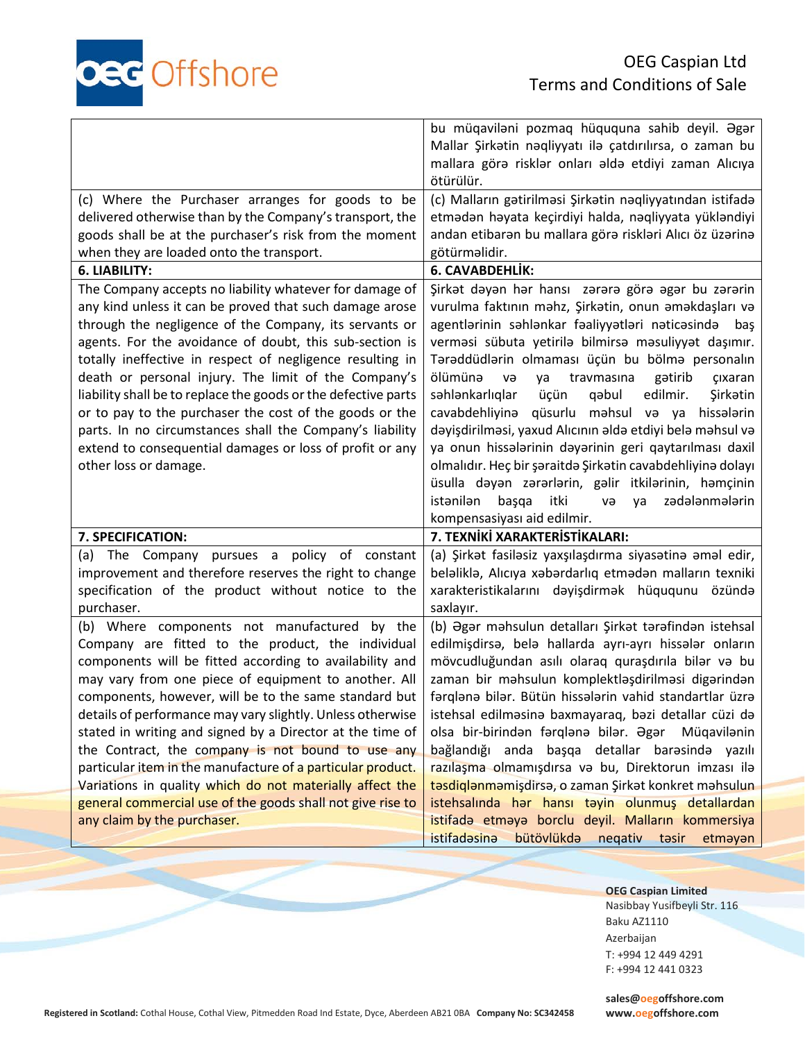| | |
|---|---|
| | bu müqaviləni pozmaq hüququna sahib deyil. Əgər Mallar Şirkətin nəqliyyatı ilə çatdırılırsa, o zaman bu mallara görə risklər onları əldə etdiyi zaman Alıcıya ötürülür. |
| (c) Where the Purchaser arranges for goods to be delivered otherwise than by the Company's transport, the goods shall be at the purchaser's risk from the moment when they are loaded onto the transport. | (c) Malların gətirilməsi Şirkətin nəqliyyatından istifadə etmədən həyata keçirdiyi halda, nəqliyyata yükləndiyi andan etibarən bu mallara görə riskləri Alıcı öz üzərinə götürməlidir. |
| **6. LIABILITY:** | **6. CAVABDEHLİK:** |
| The Company accepts no liability whatever for damage of any kind unless it can be proved that such damage arose through the negligence of the Company, its servants or agents. For the avoidance of doubt, this sub-section is totally ineffective in respect of negligence resulting in death or personal injury. The limit of the Company's liability shall be to replace the goods or the defective parts or to pay to the purchaser the cost of the goods or the parts. In no circumstances shall the Company's liability extend to consequential damages or loss of profit or any other loss or damage. | Şirkət dəyən hər hansı zərərə görə əgər bu zərərin vurulma faktının məhz, Şirkətin, onun əməkdaşları və agentlərinin səhlənkar fəaliyyətləri nəticəsində baş verməsi sübuta yetirilə bilmirsə məsuliyyət daşımır. Təraddüdlərin olmaması üçün bu bölmə personalın ölümünə və ya travmasına gətirib çıxaran səhlənkarlıqlar üçün qəbul edilmir. Şirkətin cavabdehliyinə qüsurlu məhsul və ya hissələrin dəyişdirilməsi, yaxud Alıcının əldə etdiyi belə məhsul və ya onun hissələrinin dəyərinin geri qaytarılması daxil olmalıdır. Heç bir şəraitdə Şirkətin cavabdehliyinə dolayı üsulla dəyən zərərlərin, gəlir itkilərinin, həmçinin istənilən başqa itki və ya zədələnmələrin kompensasiyası aid edilmir. |
| **7. SPECIFICATION:** | **7. TEXNİKİ XARAKTERİSTİKALARI:** |
| (a) The Company pursues a policy of constant improvement and therefore reserves the right to change specification of the product without notice to the purchaser. | (a) Şirkət fasiləsiz yaxşılaşdırma siyasətinə əməl edir, beləliklə, Alıcıya xəbərdarlıq etmədən malların texniki xarakteristikalarını dəyişdirmək hüququnu özündə saxlayır. |
| (b) Where components not manufactured by the Company are fitted to the product, the individual components will be fitted according to availability and may vary from one piece of equipment to another. All components, however, will be to the same standard but details of performance may vary slightly. Unless otherwise stated in writing and signed by a Director at the time of the Contract, the company is not bound to use any particular item in the manufacture of a particular product. Variations in quality which do not materially affect the general commercial use of the goods shall not give rise to any claim by the purchaser. | (b) Əgər məhsulun detalları Şirkət tərəfindən istehsal edilmişdirsə, belə hallarda ayrı-ayrı hissələr onların mövcudluğundan asılı olaraq quraşdırıla bilər və bu zaman bir məhsulun komplektləşdirilməsi digərindən fərqlənə bilər. Bütün hissələrin vahid standartlar üzrə istehsal edilməsinə baxmayaraq, bəzi detallar cüzi də olsa bir-birindən fərqlənə bilər. Əgər Müqavilənin bağlandığı anda başqa detallar barəsində yazılı razılaşma olmamışdırsa və bu, Direktorun imzası ilə təsdiqlənməmişdirsə, o zaman Şirkət konkret məhsulun istehsalında hər hansı təyin olunmuş detallardan istifadə etməyə borclu deyil. Malların kommersiya istifadəsinə bütövlükdə neqativ təsir etməyən |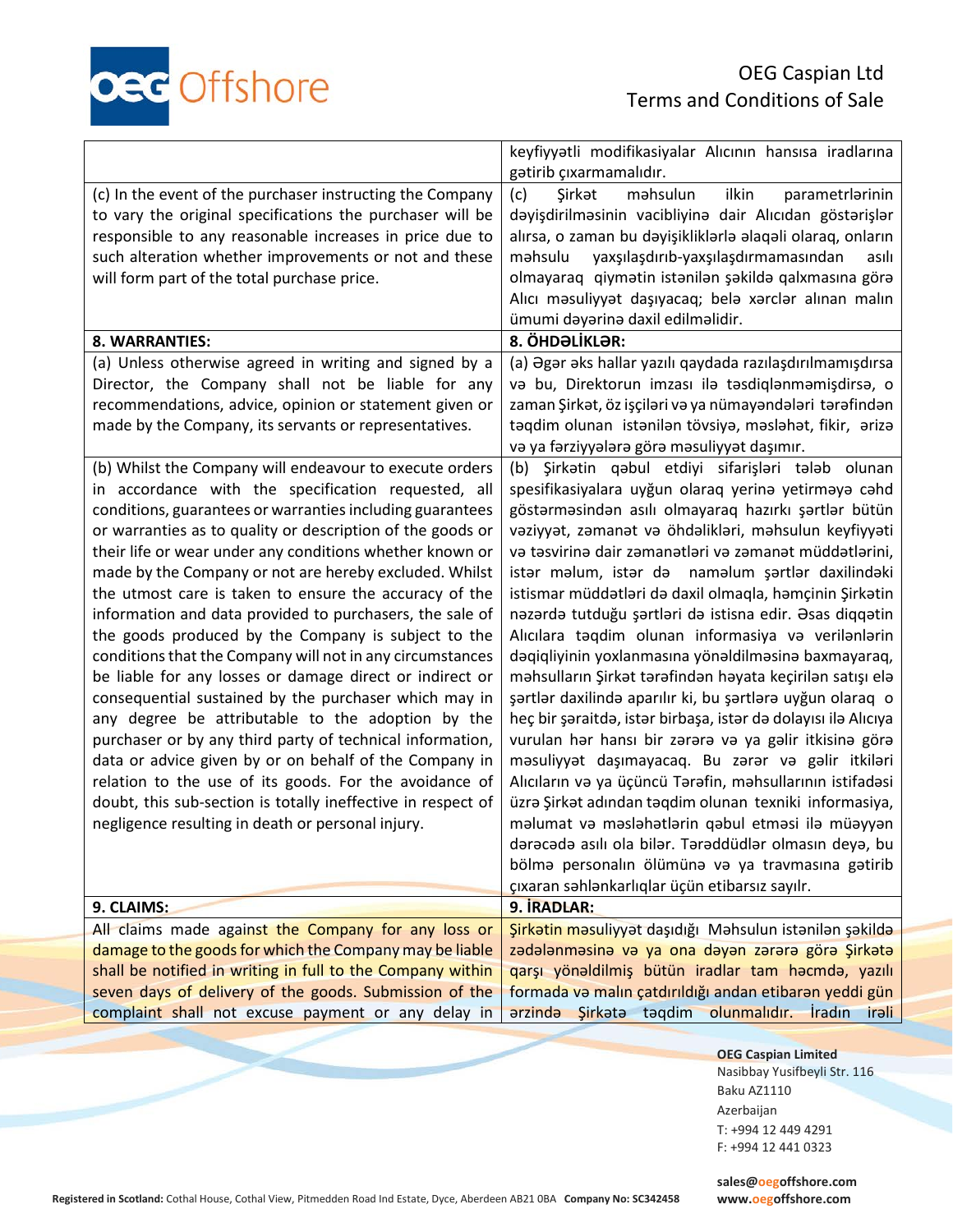| | |
|---|---|
| | keyfiyyətli modifikasiyalar Alıcının hansısa iradlarına gətirib çıxarmamalıdır. |
| (c) In the event of the purchaser instructing the Company to vary the original specifications the purchaser will be responsible to any reasonable increases in price due to such alteration whether improvements or not and these will form part of the total purchase price. | (c) Şirkət məhsulun ilkin parametrlərinin dəyişdirilməsinin vacibliyinə dair Alıcıdan göstərişlər alırsa, o zaman bu dəyişikliklərlə əlaqəli olaraq, onların məhsulu yaxşılaşdırıb-yaxşılaşdırmamasından asılı olmayaraq qiymətin istənilən şəkildə qalxmasına görə Alıcı məsuliyyət daşıyacaq; belə xərclər alınan malın ümumi dəyərinə daxil edilməlidir. |
| **8. WARRANTIES:** | **8. ÖHDƏLİKLƏR:** |
| (a) Unless otherwise agreed in writing and signed by a Director, the Company shall not be liable for any recommendations, advice, opinion or statement given or made by the Company, its servants or representatives. | (a) Əgər əks hallar yazılı qaydada razılaşdırılmamışdırsa və bu, Direktorun imzası ilə təsdiqlənməmişdirsə, o zaman Şirkət, öz işçiləri və ya nümayəndələri tərəfindən təqdim olunan istənilən tövsiyə, məsləhət, fikir, ərizə və ya fərziyyələrə görə məsuliyyət daşımır. |
| (b) Whilst the Company will endeavour to execute orders in accordance with the specification requested, all conditions, guarantees or warranties including guarantees or warranties as to quality or description of the goods or their life or wear under any conditions whether known or made by the Company or not are hereby excluded. Whilst the utmost care is taken to ensure the accuracy of the information and data provided to purchasers, the sale of the goods produced by the Company is subject to the conditions that the Company will not in any circumstances be liable for any losses or damage direct or indirect or consequential sustained by the purchaser which may in any degree be attributable to the adoption by the purchaser or by any third party of technical information, data or advice given by or on behalf of the Company in relation to the use of its goods. For the avoidance of doubt, this sub-section is totally ineffective in respect of negligence resulting in death or personal injury. | (b) Şirkətin qəbul etdiyi sifarişləri tələb olunan spesifikasiyalara uyğun olaraq yerinə yetirməyə cəhd göstərməsindən asılı olmayaraq hazırkı şərtlər bütün vəziyyət, zəmanət və öhdəlikləri, məhsulun keyfiyyəti və təsvirinə dair zəmanətləri və zəmanət müddətlərini, istər məlum, istər də naməlum şərtlər daxilindəki istismar müddətləri də daxil olmaqla, həmçinin Şirkətin nəzərdə tutduğu şərtləri də istisna edir. Əsas diqqətin Alıcılara təqdim olunan informasiya və verilənlərin dəqiqliyinin yoxlanmasına yönəldilməsinə baxmayaraq, məhsulların Şirkət tərəfindən həyata keçirilən satışı elə şərtlər daxilində aparılır ki, bu şərtlərə uyğun olaraq o heç bir şəraitdə, istər birbaşa, istər də dolayısı ilə Alıcıya vurulan hər hansı bir zərərə və ya gəlir itkisinə görə məsuliyyət daşımayacaq. Bu zərər və gəlir itkiləri Alıcıların və ya üçüncü Tərəfin, məhsullarının istifadəsi üzrə Şirkət adından təqdim olunan texniki informasiya, məlumat və məsləhətlərin qəbul etməsi ilə müəyyən dərəcədə asılı ola bilər. Tərəddüdlər olmasın deyə, bu bölmə personalın ölümünə və ya travmasına gətirib çıxaran səhlənkarlıqlar üçün etibarsız sayılır. |
| **9. CLAIMS:** | **9. İRADLAR:** |
| All claims made against the Company for any loss or damage to the goods for which the Company may be liable shall be notified in writing in full to the Company within seven days of delivery of the goods. Submission of the complaint shall not excuse payment or any delay in | Şirkətin məsuliyyət daşıdığı Məhsulun istənilən şəkildə zədələnməsinə və ya ona dəyən zərərə görə Şirkətə qarşı yönəldilmiş bütün iradlar tam həcmdə, yazılı formada və malın çatdırıldığı andan etibarən yeddi gün ərzində Şirkətə təqdim olunmalıdır. İradın irəli |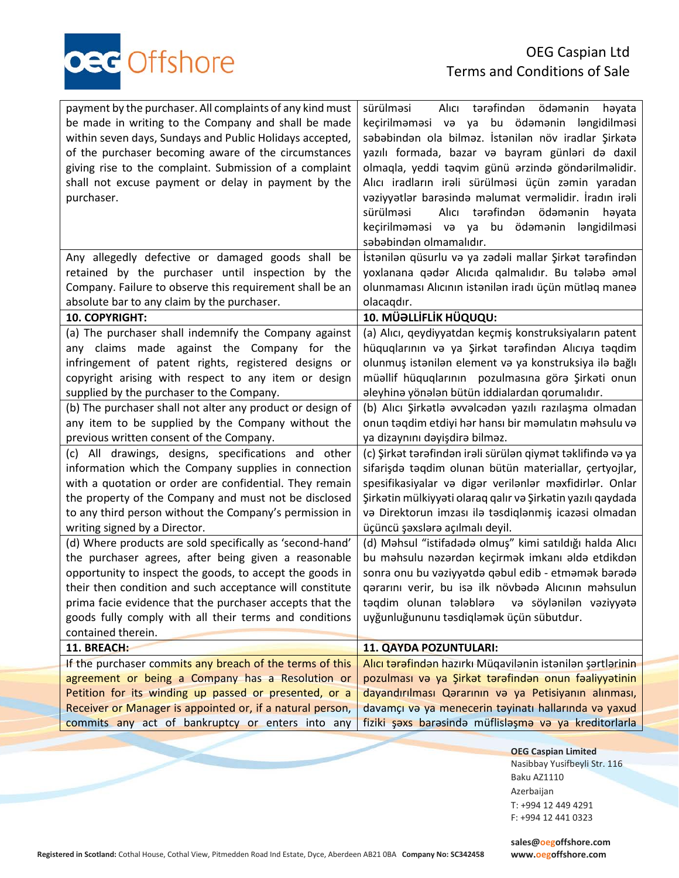| | |
|---|---|
| payment by the purchaser. All complaints of any kind must be made in writing to the Company and shall be made within seven days, Sundays and Public Holidays accepted, of the purchaser becoming aware of the circumstances giving rise to the complaint. Submission of a complaint shall not excuse payment or delay in payment by the purchaser. | sürülməsi Alıcı tərəfindən ödəmənin həyata keçirilməməsi və ya bu ödəmənin ləngidilməsi səbəbindən ola bilməz. İstənilən növ iradlar Şirkətə yazılı formada, bazar və bayram günləri də daxil olmaqla, yeddi təqvim günü ərzində göndərilməlidir. Alıcı iradların irəli sürülməsi üçün zəmin yaradan vəziyyətlər barəsində məlumat verməlidir. İradın irəli sürülməsi Alıcı tərəfindən ödəmənin həyata keçirilməməsi və ya bu ödəmənin ləngidilməsi səbəbindən olmamalıdır. |
| Any allegedly defective or damaged goods shall be retained by the purchaser until inspection by the Company. Failure to observe this requirement shall be an absolute bar to any claim by the purchaser. | İstənilən qüsurlu və ya zədəli mallar Şirkət tərəfindən yoxlanana qədər Alıcıda qalmalıdır. Bu tələbə əməl olunmaması Alıcının istənilən iradı üçün mütləq maneə olacaqdır. |
| **10. COPYRIGHT:** | **10. MÜƏLLİFLİK HÜQUQU:** |
| (a) The purchaser shall indemnify the Company against any claims made against the Company for the infringement of patent rights, registered designs or copyright arising with respect to any item or design supplied by the purchaser to the Company. | (a) Alıcı, qeydiyyatdan keçmiş konstruksiyaların patent hüquqlarının və ya Şirkət tərəfindən Alıcıya təqdim olunmuş istənilən element və ya konstruksiya ilə bağlı müəllif hüquqlarının pozulmasına görə Şirkəti onun əleyhinə yönələn bütün iddialardan qorumalıdır. |
| (b) The purchaser shall not alter any product or design of any item to be supplied by the Company without the previous written consent of the Company. | (b) Alıcı Şirkətlə əvvəlcədən yazılı razılaşma olmadan onun təqdim etdiyi hər hansı bir məmulatın məhsulu və ya dizaynını dəyişdirə bilməz. |
| (c) All drawings, designs, specifications and other information which the Company supplies in connection with a quotation or order are confidential. They remain the property of the Company and must not be disclosed to any third person without the Company's permission in writing signed by a Director. | (c) Şirkət tərəfindən irəli sürülən qiymət təklifində və ya sifarişdə təqdim olunan bütün materiallar, çertyojlar, spesifikasiyalar və digər verilənlər məxfidirlər. Onlar Şirkətin mülkiyyəti olaraq qalır və Şirkətin yazılı qaydada və Direktorun imzası ilə təsdiqlənmiş icazəsi olmadan üçüncü şəxslərə açılmalı deyil. |
| (d) Where products are sold specifically as 'second-hand' the purchaser agrees, after being given a reasonable opportunity to inspect the goods, to accept the goods in their then condition and such acceptance will constitute prima facie evidence that the purchaser accepts that the goods fully comply with all their terms and conditions contained therein. | (d) Məhsul "istifadədə olmuş" kimi satıldığı halda Alıcı bu məhsulu nəzərdən keçirmək imkanı əldə etdikdən sonra onu bu vəziyyətdə qəbul edib - etməmək barədə qərarını verir, bu isə ilk növbədə Alıcının məhsulun təqdim olunan tələblərə və söylənilən vəziyyətə uyğunluğununu təsdiqləmək üçün sübutdur. |
| **11. BREACH:** | **11. QAYDA POZUNTULARI:** |
| If the purchaser commits any breach of the terms of this agreement or being a Company has a Resolution or Petition for its winding up passed or presented, or a Receiver or Manager is appointed or, if a natural person, commits any act of bankruptcy or enters into any | Alıcı tərəfindən hazırkı Müqavilənin istənilən şərtlərinin pozulması və ya Şirkət tərəfindən onun fəaliyyətinin dayandırılması Qərarının və ya Petisiyanın alınması, davamçı və ya menecerin təyinatı hallarında və yaxud fiziki şəxs barəsində müflisləşmə və ya kreditorlarla |

**OEG Caspian Limited**
Nasibbay Yusifbeyli Str. 116
Baku AZ1110
Azerbaijan
T: +994 12 449 4291
F: +994 12 441 0323

sales@oegoffshore.com
www.oegoffshore.com

**Registered in Scotland:** Cothal House, Cothal View, Pitmedden Road Ind Estate, Dyce, Aberdeen AB21 0BA **Company No: SC342458**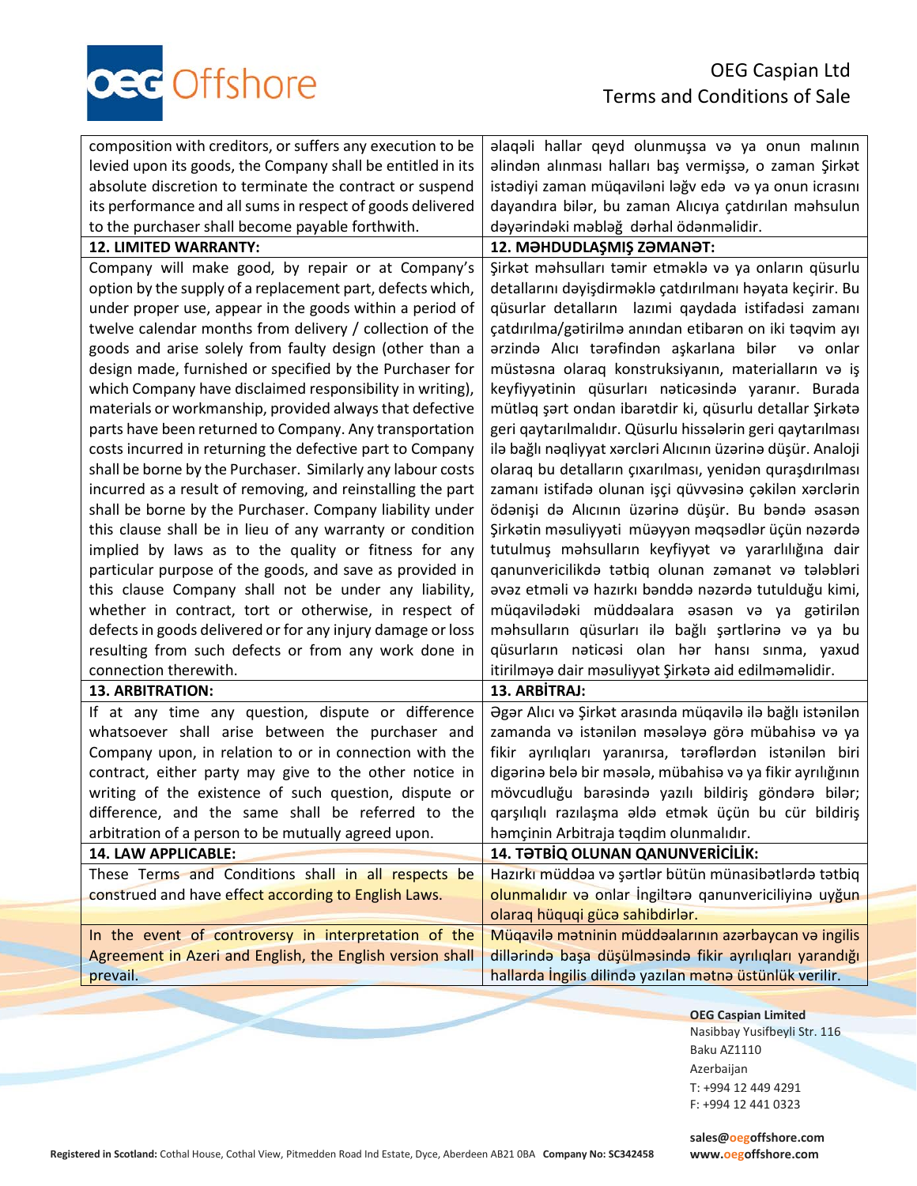| composition with creditors, or suffers any execution to be levied upon its goods, the Company shall be entitled in its absolute discretion to terminate the contract or suspend its performance and all sums in respect of goods delivered to the purchaser shall become payable forthwith. | əlaqəli hallar qeyd olunmuşsa və ya onun malının əlindən alınması halları baş vermişsə, o zaman Şirkət istədiyi zaman müqaviləni ləğv edə və ya onun icrasını dayandıra bilər, bu zaman Alıcıya çatdırılan məhsulun dəyərindəki məbləğ dərhal ödənməlidir. |
|---|---|
| **12. LIMITED WARRANTY:** | **12. MƏHDUDLAŞMIŞ ZƏMANƏT:** |
| Company will make good, by repair or at Company's option by the supply of a replacement part, defects which, under proper use, appear in the goods within a period of twelve calendar months from delivery / collection of the goods and arise solely from faulty design (other than a design made, furnished or specified by the Purchaser for which Company have disclaimed responsibility in writing), materials or workmanship, provided always that defective parts have been returned to Company. Any transportation costs incurred in returning the defective part to Company shall be borne by the Purchaser. Similarly any labour costs incurred as a result of removing, and reinstalling the part shall be borne by the Purchaser. Company liability under this clause shall be in lieu of any warranty or condition implied by laws as to the quality or fitness for any particular purpose of the goods, and save as provided in this clause Company shall not be under any liability, whether in contract, tort or otherwise, in respect of defects in goods delivered or for any injury damage or loss resulting from such defects or from any work done in connection therewith. | Şirkət məhsulları təmir etməklə və ya onların qüsurlu detallarını dəyişdirməklə çatdırılmanı həyata keçirir. Bu qüsurlar detalların lazımi qaydada istifadəsi zamanı çatdırılma/gətirilmə anından etibarən on iki təqvim ayı ərzində Alıcı tərəfindən aşkarlana bilər və onlar müstəsna olaraq konstruksiyanın, materialların və iş keyfiyyətinin qüsurları nəticəsində yaranır. Burada mütləq şərt ondan ibarətdir ki, qüsurlu detallar Şirkətə geri qaytarılmalıdır. Qüsurlu hissələrin geri qaytarılması ilə bağlı nəqliyyat xərcləri Alıcının üzərinə düşür. Analoji olaraq bu detalların çıxarılması, yenidən quraşdırılması zamanı istifadə olunan işçi qüvvəsinə çəkilən xərclərin ödənişi də Alıcının üzərinə düşür. Bu bəndə əsasən Şirkətin məsuliyyəti müəyyən məqsədlər üçün nəzərdə tutulmuş məhsulların keyfiyyət və yararlılığına dair qanunvericilikdə tətbiq olunan zəmanət və tələbləri əvəz etməli və hazırkı bənddə nəzərdə tutulduğu kimi, müqavilədəki müddəalara əsasən və ya gətirilən məhsulların qüsurları ilə bağlı şərtlərinə və ya bu qüsurların nəticəsi olan hər hansı sınma, yaxud itirilməyə dair məsuliyyət Şirkətə aid edilməməlidir. |
| **13. ARBITRATION:** | **13. ARBİTRAJ:** |
| If at any time any question, dispute or difference whatsoever shall arise between the purchaser and Company upon, in relation to or in connection with the contract, either party may give to the other notice in writing of the existence of such question, dispute or difference, and the same shall be referred to the arbitration of a person to be mutually agreed upon. | Əgər Alıcı və Şirkət arasında müqavilə ilə bağlı istənilən zamanda və istənilən məsələyə görə mübahisə və ya fikir ayrılıqları yaranırsa, tərəflərdən istənilən biri digərinə belə bir məsələ, mübahisə və ya fikir ayrılığının mövcudluğu barəsində yazılı bildiriş göndərə bilər; qarşılıqlı razılaşma əldə etmək üçün bu cür bildiriş həmçinin Arbitraja təqdim olunmalıdır. |
| **14. LAW APPLICABLE:** | **14. TƏTBİQ OLUNAN QANUNVERİCİLİK:** |
| These Terms and Conditions shall in all respects be construed and have effect according to English Laws. | Hazırkı müddəa və şərtlər bütün münasibətlərdə tətbiq olunmalıdır və onlar İngiltərə qanunvericiliyinə uyğun olaraq hüquqi gücə sahibdirlər. |
| In the event of controversy in interpretation of the Agreement in Azeri and English, the English version shall prevail. | Müqavilə mətninin müddəalarının azərbaycan və ingilis dillərində başa düşülməsində fikir ayrılıqları yarandığı hallarda İngilis dilində yazılan mətnə üstünlük verilir. |

**OEG Caspian Limited**
Nasibbay Yusifbeyli Str. 116
Baku AZ1110
Azerbaijan
T: +994 12 449 4291
F: +994 12 441 0323

sales@oegoffshore.com
www.oegoffshore.com

**Registered in Scotland:** Cothal House, Cothal View, Pitmedden Road Ind Estate, Dyce, Aberdeen AB21 0BA **Company No: SC342458**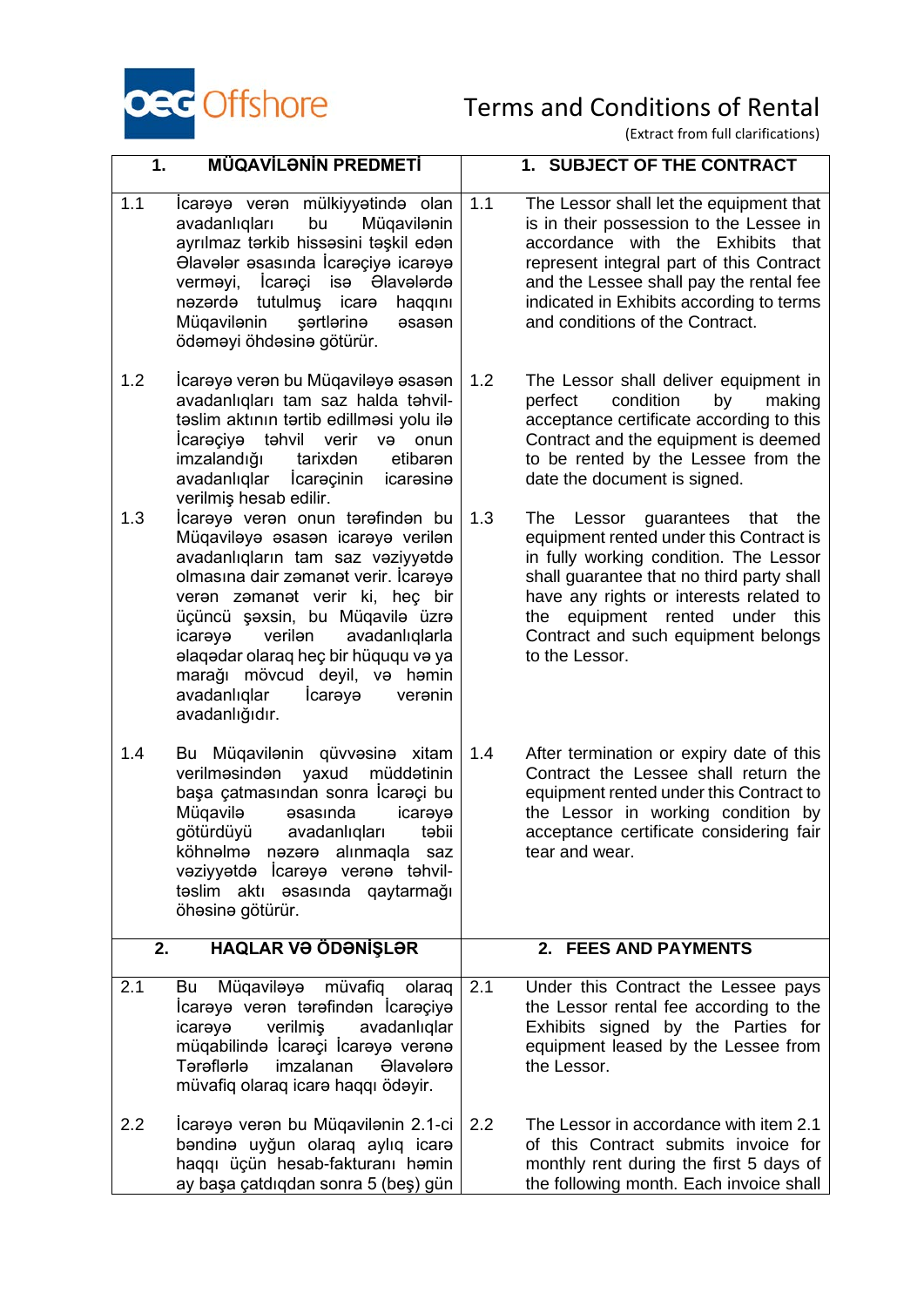**OEG Offshore**

# Terms and Conditions of Rental

(Extract from full clarifications)

| | 1. MÜQAVİLƏNİN PREDMETİ | | 1. SUBJECT OF THE CONTRACT |
|---|---|---|---|
| 1.1 | İcarəyə verən mülkiyyətində olan avadanlıqları bu Müqavilənin ayrılmaz tərkib hissəsini təşkil edən Əlavələr əsasında İcarəçiyə icarəyə verməyi, İcarəçi isə Əlavələrdə nəzərdə tutulmuş icarə haqqını Müqavilənin şərtlərinə əsasən ödəməyi öhdəsinə götürür. | 1.1 | The Lessor shall let the equipment that is in their possession to the Lessee in accordance with the Exhibits that represent integral part of this Contract and the Lessee shall pay the rental fee indicated in Exhibits according to terms and conditions of the Contract. |
| 1.2 | İcarəyə verən bu Müqaviləyə əsasən avadanlıqları tam saz halda təhvil-təslim aktının tərtib edillməsi yolu ilə İcarəçiyə təhvil verir və onun imzalandığı tarixdən etibarən avadanlıqlar İcarəçinin icarəsinə verilmiş hesab edilir. | 1.2 | The Lessor shall deliver equipment in perfect condition by making acceptance certificate according to this Contract and the equipment is deemed to be rented by the Lessee from the date the document is signed. |
| 1.3 | İcarəyə verən onun tərəfindən bu Müqaviləyə əsasən icarəyə verilən avadanlıqların tam saz vəziyyətdə olmasına dair zəmanət verir. İcarəyə verən zəmanət verir ki, heç bir üçüncü şəxsin, bu Müqavilə üzrə icarəyə verilən avadanlıqlarla əlaqədar olaraq heç bir hüququ və ya marağı mövcud deyil, və həmin avadanlıqlar İcarəyə verənin avadanlığıdır. | 1.3 | The Lessor guarantees that the equipment rented under this Contract is in fully working condition. The Lessor shall guarantee that no third party shall have any rights or interests related to the equipment rented under this Contract and such equipment belongs to the Lessor. |
| 1.4 | Bu Müqavilənin qüvvəsinə xitam verilməsindən yaxud müddətinin başa çatmasından sonra İcarəçi bu Müqavilə əsasında icarəyə götürdüyü avadanlıqları təbii köhnəlmə nəzərə alınmaqla saz vəziyyətdə İcarəyə verənə təhvil-təslim aktı əsasında qaytarmağı öhəsinə götürür. | 1.4 | After termination or expiry date of this Contract the Lessee shall return the equipment rented under this Contract to the Lessor in working condition by acceptance certificate considering fair tear and wear. |
| | **2. HAQLAR VƏ ÖDƏNİŞLƏR** | | **2. FEES AND PAYMENTS** |
| 2.1 | Bu Müqaviləyə müvafiq olaraq İcarəyə verən tərəfindən İcarəçiyə icarəyə verilmiş avadanlıqlar müqabilində İcarəçi İcarəyə verənə Tərəflərlə imzalanan Əlavələrə müvafiq olaraq icarə haqqı ödəyir. | 2.1 | Under this Contract the Lessee pays the Lessor rental fee according to the Exhibits signed by the Parties for equipment leased by the Lessee from the Lessor. |
| 2.2 | İcarəyə verən bu Müqavilənin 2.1-ci bəndinə uyğun olaraq aylıq icarə haqqı üçün hesab-fakturanı həmin ay başa çatdıqdan sonra 5 (beş) gün | 2.2 | The Lessor in accordance with item 2.1 of this Contract submits invoice for monthly rent during the first 5 days of the following month. Each invoice shall |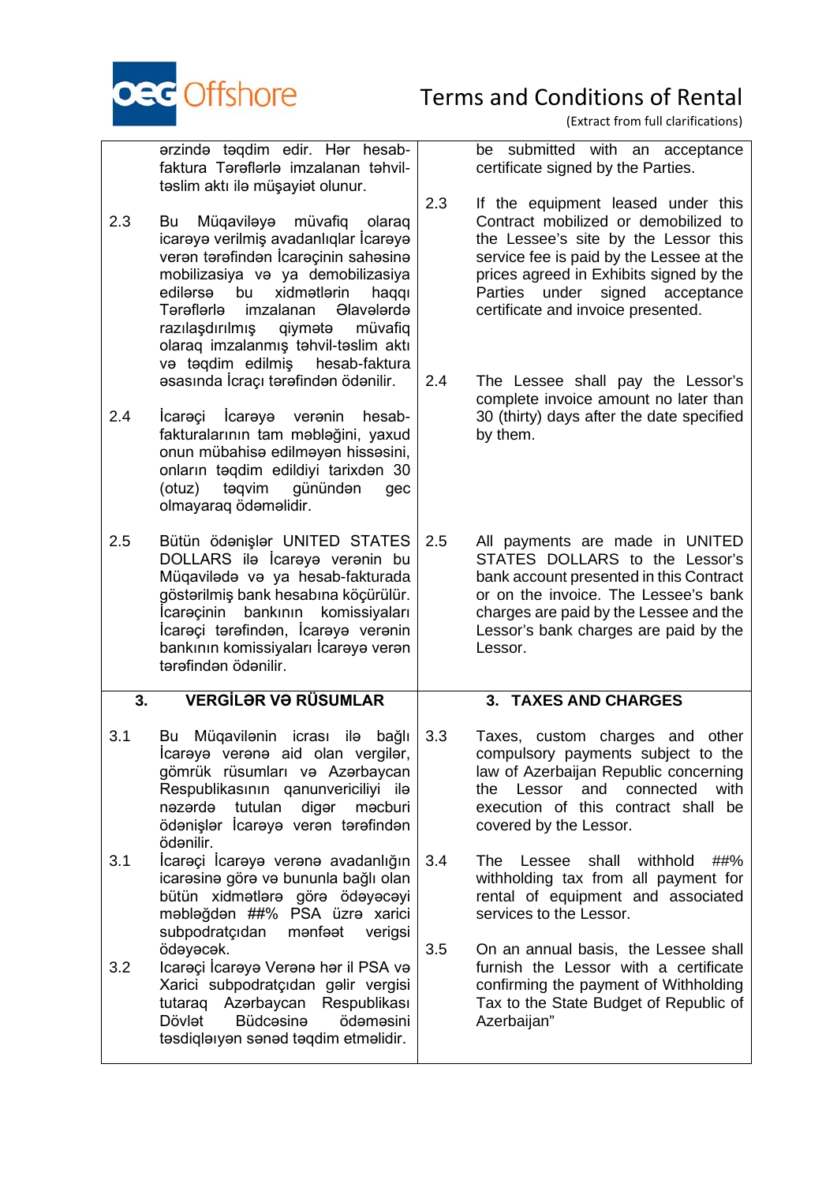| | | | |
|---|---|---|---|
| | ərzində təqdim edir. Hər hesab-faktura Tərəflərlə imzalanan təhvil-təslim aktı ilə müşayiət olunur. | | be submitted with an acceptance certificate signed by the Parties. |
| 2.3 | Bu Müqaviləyə müvafiq olaraq icarəyə verilmiş avadanlıqlar İcarəyə verən tərəfindən İcarəçinin sahəsinə mobilizasiya və ya demobilizasiya edilərsə bu xidmətlərin haqqı Tərəflərlə imzalanan Əlavələrdə razılaşdırılmış qiymətə müvafiq olaraq imzalanmış təhvil-təslim aktı və təqdim edilmiş hesab-faktura əsasında İcraçı tərəfindən ödənilir. | 2.3 | If the equipment leased under this Contract mobilized or demobilized to the Lessee's site by the Lessor this service fee is paid by the Lessee at the prices agreed in Exhibits signed by the Parties under signed acceptance certificate and invoice presented. |
| 2.4 | İcarəçi İcarəyə verənin hesab-fakturalarının tam məbləğini, yaxud onun mübahisə edilməyən hissəsini, onların təqdim edildiyi tarixdən 30 (otuz) təqvim günündən gec olmayaraq ödəməlidir. | 2.4 | The Lessee shall pay the Lessor's complete invoice amount no later than 30 (thirty) days after the date specified by them. |
| 2.5 | Bütün ödənişlər UNITED STATES DOLLARS ilə İcarəyə verənin bu Müqavilədə və ya hesab-fakturada göstərilmiş bank hesabına köçürülür. İcarəçinin bankının komissiyaları İcarəçi tərəfindən, İcarəyə verənin bankının komissiyaları İcarəyə verən tərəfindən ödənilir. | 2.5 | All payments are made in UNITED STATES DOLLARS to the Lessor's bank account presented in this Contract or on the invoice. The Lessee's bank charges are paid by the Lessee and the Lessor's bank charges are paid by the Lessor. |
| **3.** | **VERGİLƏR VƏ RÜSUMLAR** | **3.** | **TAXES AND CHARGES** |
| 3.1 | Bu Müqavilənin icrası ilə bağlı İcarəyə verənə aid olan vergilər, gömrük rüsumları və Azərbaycan Respublikasının qanunvericiliyi ilə nəzərdə tutulan digər məcburi ödənişlər İcarəyə verən tərəfindən ödənilir. | 3.3 | Taxes, custom charges and other compulsory payments subject to the law of Azerbaijan Republic concerning the Lessor and connected with execution of this contract shall be covered by the Lessor. |
| 3.1 | İcarəçi İcarəyə verənə avadanlığın icarəsinə görə və bununla bağlı olan bütün xidmətlərə görə ödəyəcəyi məbləğdən ##% PSA üzrə xarici subpodratçıdan mənfəət vergisi ödəyəcək. | 3.4 | The Lessee shall withhold ##% withholding tax from all payment for rental of equipment and associated services to the Lessor. |
| 3.2 | Icarəçi İcarəyə Verənə hər il PSA və Xarici subpodratçıdan gəlir vergisi tutaraq Azərbaycan Respublikası Dövlət Büdcəsinə ödəməsini təsdiqləyən sənəd təqdim etməlidir. | 3.5 | On an annual basis, the Lessee shall furnish the Lessor with a certificate confirming the payment of Withholding Tax to the State Budget of Republic of Azerbaijan" |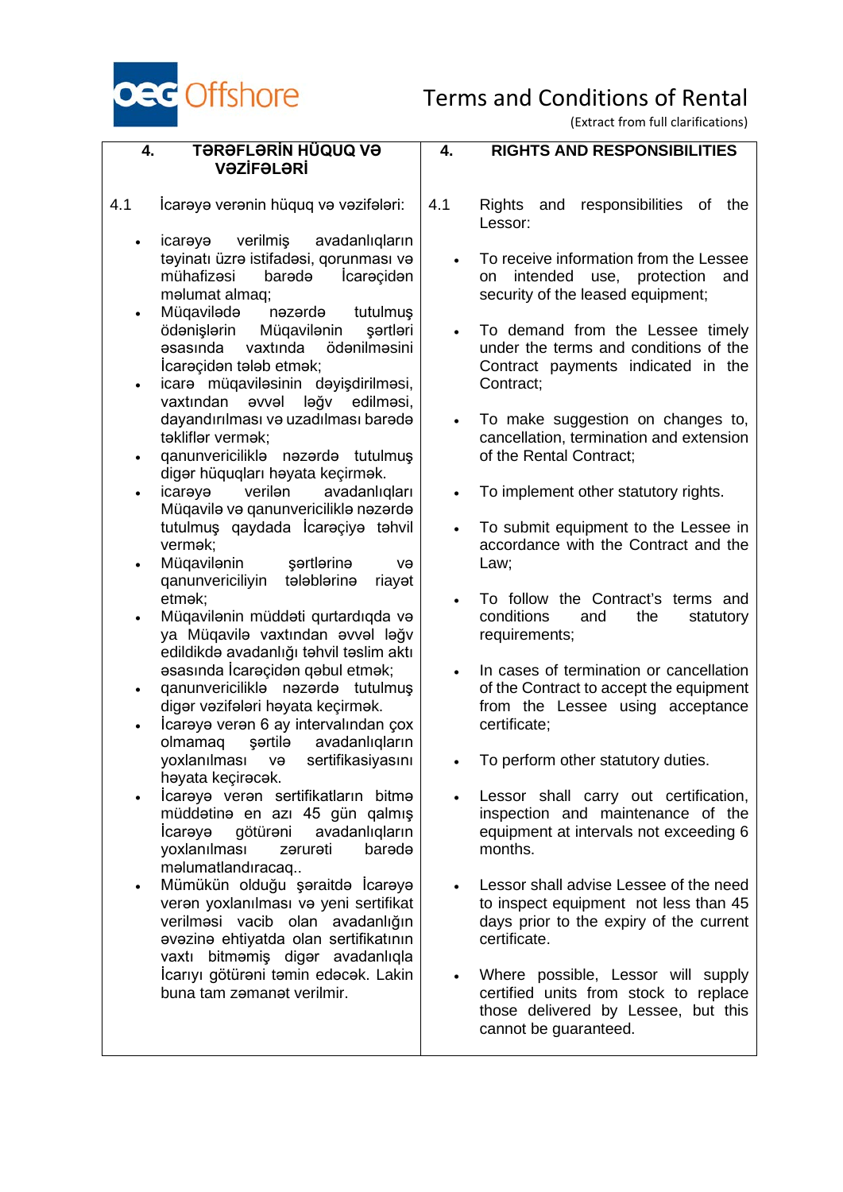| 4. TƏRƏFLƏRİN HÜQUQ VƏ VƏZİFƏLƏRİ | 4. RIGHTS AND RESPONSIBILITIES |
|---|---|
| 4.1 İcarəyə verənin hüquq və vəzifələri: | 4.1 Rights and responsibilities of the Lessor: |
| • icarəyə verilmiş avadanlıqların təyinatı üzrə istifadəsi, qorunması və mühafizəsi barədə İcarəçidən məlumat almaq; | • To receive information from the Lessee on intended use, protection and security of the leased equipment; |
| • Müqavilədə nəzərdə tutulmuş ödənişlərin Müqavilənin şərtləri əsasında vaxtında ödənilməsini İcarəçidən tələb etmək; | • To demand from the Lessee timely under the terms and conditions of the Contract payments indicated in the Contract; |
| • icarə müqaviləsinin dəyişdirilməsi, vaxtından əvvəl ləğv edilməsi, dayandırılması və uzadılması barədə təkliflər vermək; | • To make suggestion on changes to, cancellation, termination and extension of the Rental Contract; |
| • qanunvericiliklə nəzərdə tutulmuş digər hüquqları həyata keçirmək. | • To implement other statutory rights. |
| • icarəyə verilən avadanlıqları Müqavilə və qanunvericiliklə nəzərdə tutulmuş qaydada İcarəçiyə təhvil vermək; | • To submit equipment to the Lessee in accordance with the Contract and the Law; |
| • Müqavilənin şərtlərinə və qanunvericiliyin tələblərinə riayət etmək; | • To follow the Contract's terms and conditions and the statutory requirements; |
| • Müqavilənin müddəti qurtardıqda və ya Müqavilə vaxtından əvvəl ləğv edildikdə avadanlığı təhvil təslim aktı əsasında İcarəçidən qəbul etmək; | • In cases of termination or cancellation of the Contract to accept the equipment from the Lessee using acceptance certificate; |
| • qanunvericiliklə nəzərdə tutulmuş digər vəzifələri həyata keçirmək. | • To perform other statutory duties. |
| • İcarəyə verən 6 ay intervalından çox olmamaq şərtilə avadanlıqların yoxlanılması və sertifikasiyasını həyata keçirəcək. | • Lessor shall carry out certification, inspection and maintenance of the equipment at intervals not exceeding 6 months. |
| • İcarəyə verən sertifikatların bitmə müddətinə ən azı 45 gün qalmış İcarəyə götürəni avadanlıqların yoxlanılması zərurəti barədə məlumatlandıracaq.. | • Lessor shall advise Lessee of the need to inspect equipment not less than 45 days prior to the expiry of the current certificate. |
| • Mümükün olduğu şəraitdə İcarəyə verən yoxlanılması və yeni sertifikat verilməsi vacib olan avadanlığın əvəzinə ehtiyatda olan sertifikatının vaxtı bitməmiş digər avadanlıqla İcarıyı götürəni təmin edəcək. Lakin buna tam zəmanət verilmir. | • Where possible, Lessor will supply certified units from stock to replace those delivered by Lessee, but this cannot be guaranteed. |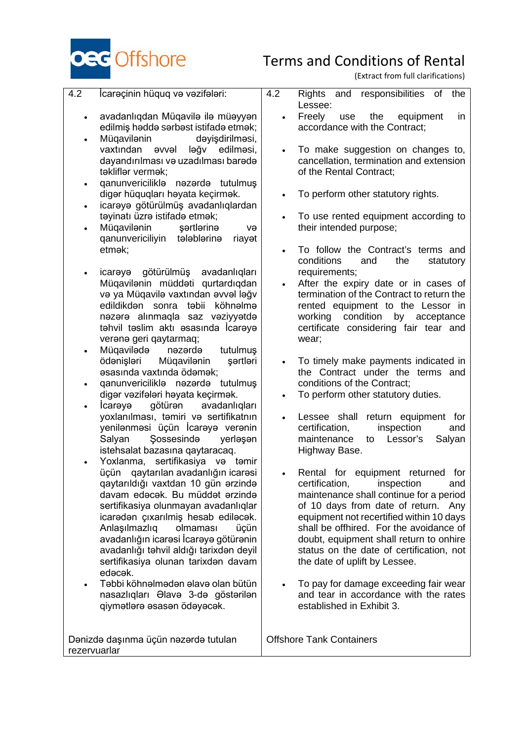| 4.2 İcarəçinin hüquq və vəzifələri: | 4.2 Rights and responsibilities of the Lessee: |
|---|---|
| • avadanlıqdan Müqavilə ilə müəyyən edilmiş həddə sərbəst istifadə etmək; | • Freely use the equipment in accordance with the Contract; |
| • Müqavilənin dəyişdirilməsi, vaxtından əvvəl ləğv edilməsi, dayandırılması və uzadılması barədə təkliflər vermək; | • To make suggestion on changes to, cancellation, termination and extension of the Rental Contract; |
| • qanunvericiliklə nəzərdə tutulmuş digər hüquqları həyata keçirmək. | • To perform other statutory rights. |
| • icarəyə götürülmüş avadanlıqlardan təyinatı üzrə istifadə etmək; | • To use rented equipment according to their intended purpose; |
| • Müqavilənin şərtlərinə və qanunvericiliyin tələblərinə riayət etmək; | • To follow the Contract's terms and conditions and the statutory requirements; |
| • icarəyə götürülmüş avadanlıqları Müqavilənin müddəti qurtardıqdan və ya Müqavilə vaxtından əvvəl ləğv edildikdən sonra təbii köhnəlmə nəzərə alınmaqla saz vəziyyətdə təhvil təslim aktı əsasında İcarəyə verənə geri qaytarmaq; | • After the expiry date or in cases of termination of the Contract to return the rented equipment to the Lessor in working condition by acceptance certificate considering fair tear and wear; |
| • Müqavilədə nəzərdə tutulmuş ödənişləri Müqavilənin şərtləri əsasında vaxtında ödəmək; | • To timely make payments indicated in the Contract under the terms and conditions of the Contract; |
| • qanunvericiliklə nəzərdə tutulmuş digər vəzifələri həyata keçirmək. | • To perform other statutory duties. |
| • İcarəyə götürən avadanlıqları yoxlanılması, təmiri və sertifikatnın yenilənməsi üçün İcarəyə verənin Salyan Şossesində yerləşən istehsalat bazasına qaytaracaq. | • Lessee shall return equipment for certification, inspection and maintenance to Lessor's Salyan Highway Base. |
| • Yoxlanma, sertifikasiya və təmir üçün qaytarılan avadanlığın icarəsi qaytarıldığı vaxtdan 10 gün ərzində davam edəcək. Bu müddət ərzində sertifikasiya olunmayan avadanlıqlar icarədən çıxarılmiş hesab ediləcək. Anlaşılmazlıq olmaması üçün avadanlığın icarəsi İcarəyə götürənin avadanlığı təhvil aldığı tarixdən deyil sertifikasiya olunan tarixdən davam edəcək. | • Rental for equipment returned for certification, inspection and maintenance shall continue for a period of 10 days from date of return. Any equipment not recertified within 10 days shall be offhired. For the avoidance of doubt, equipment shall return to onhire status on the date of certification, not the date of uplift by Lessee. |
| • Təbbi köhnəlmədən əlavə olan bütün nasazlıqları Əlavə 3-də göstərilən qiymətlərə əsasən ödəyəcək. | • To pay for damage exceeding fair wear and tear in accordance with the rates established in Exhibit 3. |
| Dənizdə daşınma üçün nəzərdə tutulan rezervuarlar | Offshore Tank Containers |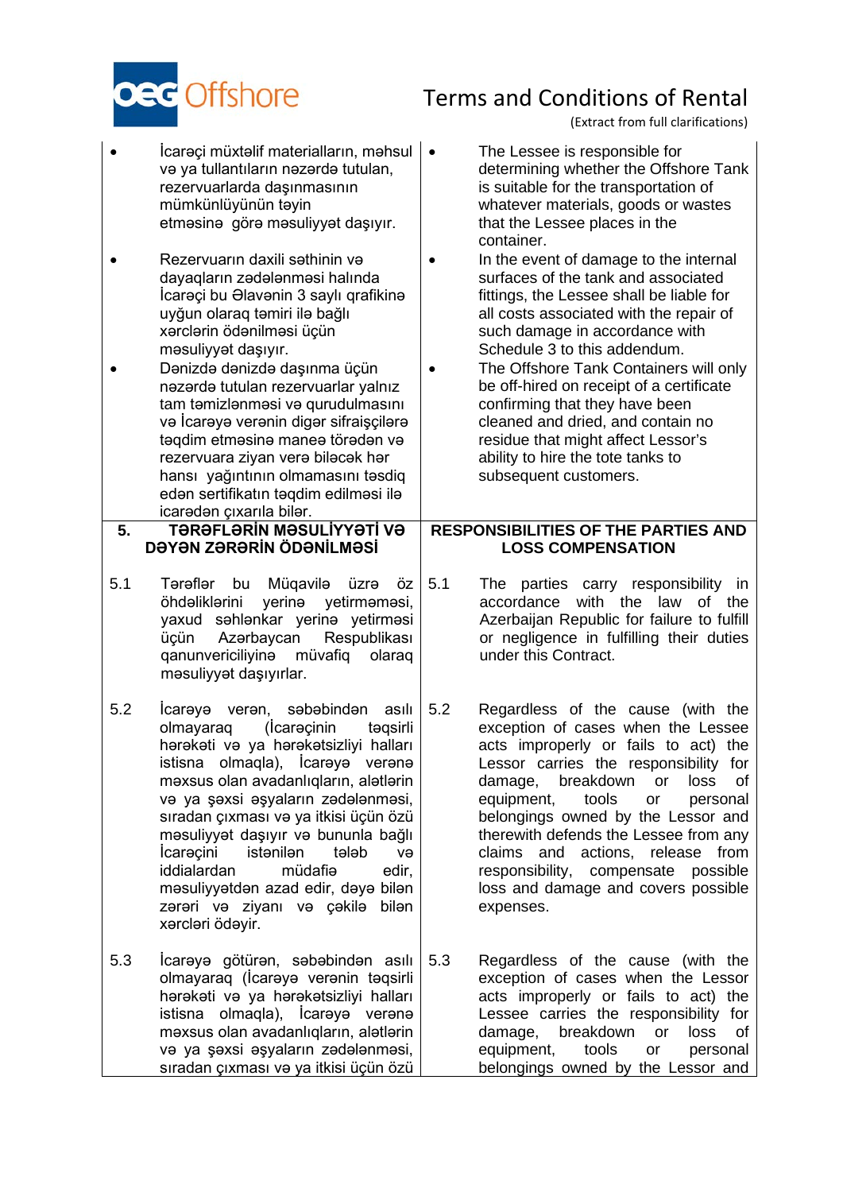| | |
|---|---|
| • İcarəçi müxtəlif materialların, məhsul və ya tullantıların nəzərdə tutulan, rezervuarlarda daşınmasının mümkünlüyünün təyin etməsinə görə məsuliyyət daşıyır. | • The Lessee is responsible for determining whether the Offshore Tank is suitable for the transportation of whatever materials, goods or wastes that the Lessee places in the container. |
| • Rezervuarın daxili səthinin və dayaqların zədələnməsi halında İcarəçi bu Əlavənin 3 saylı qrafikinə uyğun olaraq təmiri ilə bağlı xərclərin ödənilməsi üçün məsuliyyət daşıyır. | • In the event of damage to the internal surfaces of the tank and associated fittings, the Lessee shall be liable for all costs associated with the repair of such damage in accordance with Schedule 3 to this addendum. |
| • Dənizdə dənizdə daşınma üçün nəzərdə tutulan rezervuarlar yalnız tam təmizlənməsi və qurudulmasını və İcarəyə verənin digər sifraişçilərə təqdim etməsinə manea törədən və rezervuara ziyan verə biləcək hər hansı yağıntının olmamasını təsdiq edən sertifikatın təqdim edilməsi ilə icarədən çıxarıla bilər. | • The Offshore Tank Containers will only be off-hired on receipt of a certificate confirming that they have been cleaned and dried, and contain no residue that might affect Lessor's ability to hire the tote tanks to subsequent customers. |
| **5. TƏRƏFLƏRİN MƏSULİYYƏTİ VƏ DƏYƏN ZƏRƏRİN ÖDƏNİLMƏSİ** | **RESPONSIBILITIES OF THE PARTIES AND LOSS COMPENSATION** |
| 5.1 Tərəflər bu Müqavilə üzrə öz öhdəliklərini yerinə yetirməməsi, yaxud səhlənkar yerinə yetirməsi üçün Azərbaycan Respublikası qanunvericiliyinə müvafiq olaraq məsuliyyət daşıyırlar. | 5.1 The parties carry responsibility in accordance with the law of the Azerbaijan Republic for failure to fulfill or negligence in fulfilling their duties under this Contract. |
| 5.2 İcarəyə verən, səbəbindən asılı olmayaraq (İcarəçinin təqsirli hərəkəti və ya hərəkətsizliyi halları istisna olmaqla), İcarəyə verənə məxsus olan avadanlıqların, alətlərin və ya şəxsi əşyaların zədələnməsi, sıradan çıxması və ya itkisi üçün özü məsuliyyət daşıyır və bununla bağlı İcarəçini istənilən tələb və iddialardan müdafiə edir, məsuliyyətdən azad edir, dəyə bilən zərəri və ziyanı və çəkilə bilən xərcləri ödəyir. | 5.2 Regardless of the cause (with the exception of cases when the Lessee acts improperly or fails to act) the Lessor carries the responsibility for damage, breakdown or loss of equipment, tools or personal belongings owned by the Lessor and therewith defends the Lessee from any claims and actions, release from responsibility, compensate possible loss and damage and covers possible expenses. |
| 5.3 İcarəyə götürən, səbəbindən asılı olmayaraq (İcarəyə verənin təqsirli hərəkəti və ya hərəkətsizliyi halları istisna olmaqla), İcarəyə verənə məxsus olan avadanlıqların, alətlərin və ya şəxsi əşyaların zədələnməsi, sıradan çıxması və ya itkisi üçün özü | 5.3 Regardless of the cause (with the exception of cases when the Lessor acts improperly or fails to act) the Lessee carries the responsibility for damage, breakdown or loss of equipment, tools or personal belongings owned by the Lessor and |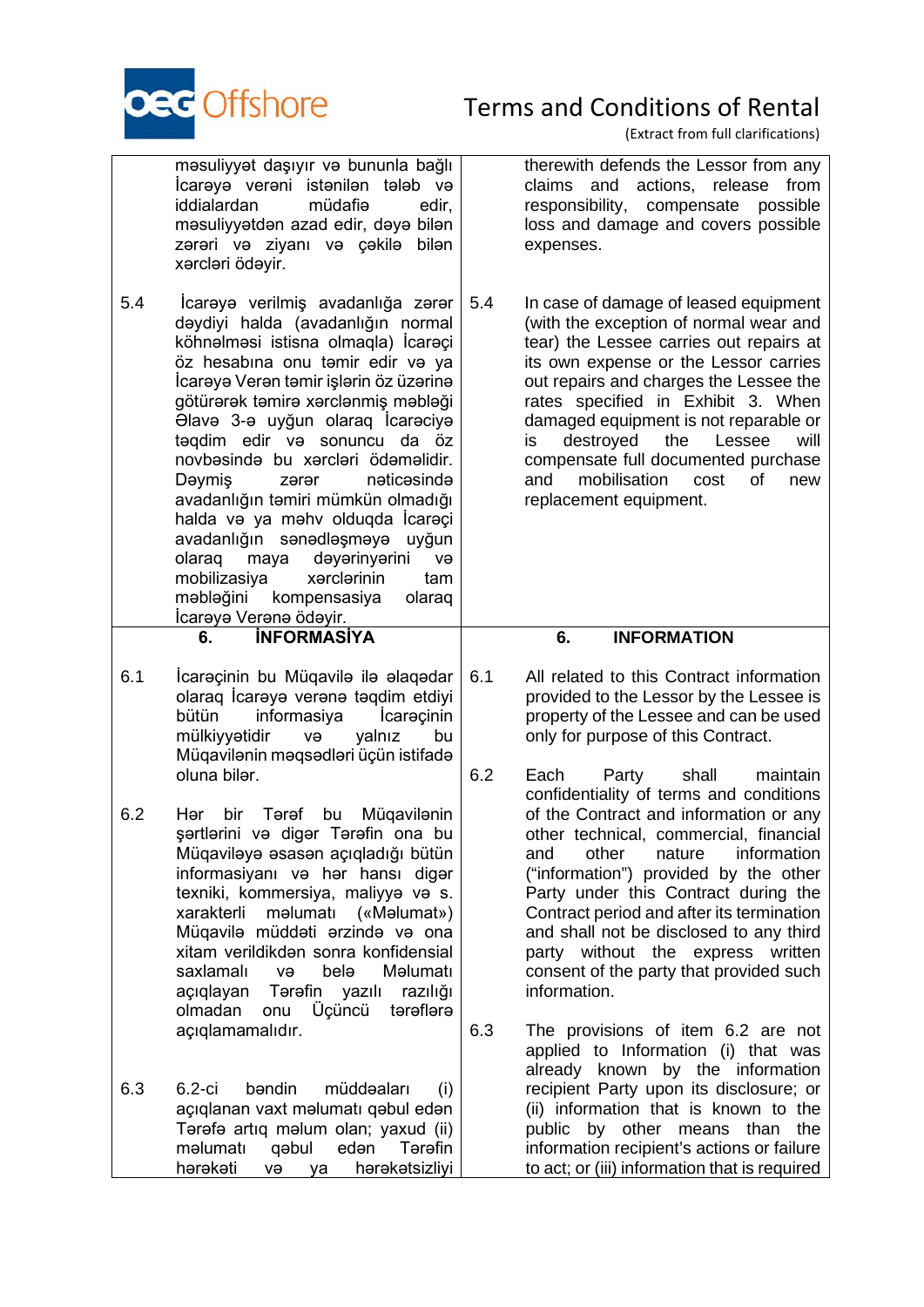| | Azərbaycan | | English |
|---|---|---|---|
| | məsuliyyət daşıyır və bununla bağlı İcarəyə verəni istənilən tələb və iddialardan müdafiə edir, məsuliyyətdən azad edir, dəyə bilən zərəri və ziyanı və çəkilə bilən xərcləri ödəyir. | | therewith defends the Lessor from any claims and actions, release from responsibility, compensate possible loss and damage and covers possible expenses. |
| 5.4 | İcarəyə verilmiş avadanlığa zərər dəydiyi halda (avadanlığın normal köhnəlməsi istisna olmaqla) İcarəçi öz hesabına onu təmir edir və ya İcarəyə Verən təmir işlərin öz üzərinə götürərək təmirə xərclənmiş məbləği Əlavə 3-ə uyğun olaraq İcarəçiyə təqdim edir və sonuncu da öz novbəsində bu xərcləri ödəməlidir. Dəymiş zərər nəticəsində avadanlığın təmiri mümkün olmadığı halda və ya məhv olduqda İcarəçi avadanlığın sənədləşməyə uyğun olaraq maya dəyərinyərini və mobilizasiya xərclərinin tam məbləğini kompensasiya olaraq İcarəyə Verənə ödəyir. | 5.4 | In case of damage of leased equipment (with the exception of normal wear and tear) the Lessee carries out repairs at its own expense or the Lessor carries out repairs and charges the Lessee the rates specified in Exhibit 3. When damaged equipment is not reparable or is destroyed the Lessee will compensate full documented purchase and mobilisation cost of new replacement equipment. |
| | **6. İNFORMASİYA** | | **6. INFORMATION** |
| 6.1 | İcarəçinin bu Müqavilə ilə əlaqədar olaraq İcarəyə verənə təqdim etdiyi bütün informasiya İcarəçinin mülkiyyətidir və yalnız bu Müqavilənin məqsədləri üçün istifadə oluna bilər. | 6.1 | All related to this Contract information provided to the Lessor by the Lessee is property of the Lessee and can be used only for purpose of this Contract. |
| 6.2 | Hər bir Tərəf bu Müqavilənin şərtlərini və digər Tərəfin ona bu Müqaviləyə əsasən açıqladığı bütün informasiyanı və hər hansı digər texniki, kommersiya, maliyyə və s. xarakterli məlumatı («Məlumat») Müqavilə müddəti ərzində və ona xitam verildikdən sonra konfidensial saxlamalı və belə Məlumatı açıqlayan Tərəfin yazılı razılığı olmadan onu Üçüncü tərəflərə açıqlamamalıdır. | 6.2 | Each Party shall maintain confidentiality of terms and conditions of the Contract and information or any other technical, commercial, financial and other nature information ("information") provided by the other Party under this Contract during the Contract period and after its termination and shall not be disclosed to any third party without the express written consent of the party that provided such information. |
| 6.3 | 6.2-ci bəndin müddəaları (i) açıqlanan vaxt məlumatı qəbul edən Tərəfə artıq məlum olan; yaxud (ii) məlumatı qəbul edən Tərəfin hərəkəti və ya hərəkətsizliyi | 6.3 | The provisions of item 6.2 are not applied to Information (i) that was already known by the information recipient Party upon its disclosure; or (ii) information that is known to the public by other means than the information recipient's actions or failure to act; or (iii) information that is required |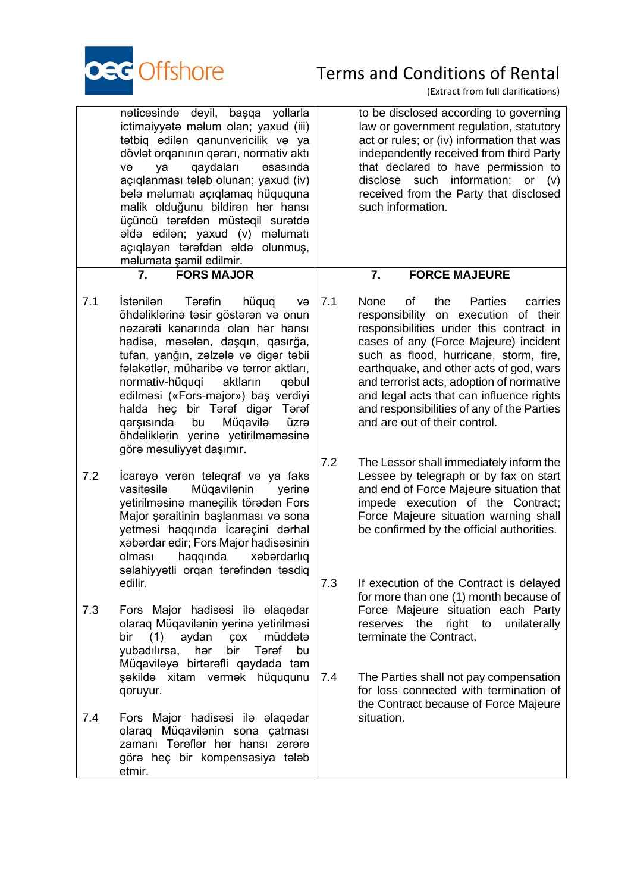| | | | |
|---|---|---|---|
| | nəticəsində deyil, başqa yollarla ictimaiyyətə məlum olan; yaxud (iii) tətbiq edilən qanunvericilik və ya dövlət orqanının qərarı, normativ aktı və ya qaydaları əsasında açıqlanması tələb olunan; yaxud (iv) belə məlumatı açıqlamaq hüququna malik olduğunu bildirən hər hansı üçüncü tərəfdən müstəqil surətdə əldə edilən; yaxud (v) məlumatı açıqlayan tərəfdən əldə olunmuş, məlumata şamil edilmir. | | to be disclosed according to governing law or government regulation, statutory act or rules; or (iv) information that was independently received from third Party that declared to have permission to disclose such information; or (v) received from the Party that disclosed such information. |
| | **7. FORS MAJOR** | | **7. FORCE MAJEURE** |
| 7.1 | İstənilən Tərəfin hüquq və öhdəliklərinə təsir göstərən və onun nəzarəti kənarında olan hər hansı hadisə, məsələn, daşqın, qasırğa, tufan, yanğın, zəlzələ və digər təbii fəlakətlər, müharibə və terror aktları, normativ-hüquqi aktların qəbul edilməsi («Fors-major») baş verdiyi halda heç bir Tərəf digər Tərəf qarşısında bu Müqavilə üzrə öhdəliklərin yerinə yetirilməməsinə görə məsuliyyət daşımır. | 7.1 | None of the Parties carries responsibility on execution of their responsibilities under this contract in cases of any (Force Majeure) incident such as flood, hurricane, storm, fire, earthquake, and other acts of god, wars and terrorist acts, adoption of normative and legal acts that can influence rights and responsibilities of any of the Parties and are out of their control. |
| 7.2 | İcarəyə verən teleqraf və ya faks vasitəsilə Müqavilənin yerinə yetirilməsinə maneçilik törədən Fors Major şəraitinin başlanması və sona yetməsi haqqında İcarəçini dərhal xəbərdar edir; Fors Major hadisəsinin olması haqqında xəbərdarlıq səlahiyyətli orqan tərəfindən təsdiq edilir. | 7.2 | The Lessor shall immediately inform the Lessee by telegraph or by fax on start and end of Force Majeure situation that impede execution of the Contract; Force Majeure situation warning shall be confirmed by the official authorities. |
| 7.3 | Fors Major hadisəsi ilə əlaqədar olaraq Müqavilənin yerinə yetirilməsi bir (1) aydan çox müddətə yubadılırsa, hər bir Tərəf bu Müqaviləyə birtərəfli qaydada tam şəkildə xitam vermək hüququnu qoruyur. | 7.3 | If execution of the Contract is delayed for more than one (1) month because of Force Majeure situation each Party reserves the right to unilaterally terminate the Contract. |
| 7.4 | Fors Major hadisəsi ilə əlaqədar olaraq Müqavilənin sona çatması zamanı Tərəflər hər hansı zərərə görə heç bir kompensasiya tələb etmir. | 7.4 | The Parties shall not pay compensation for loss connected with termination of the Contract because of Force Majeure situation. |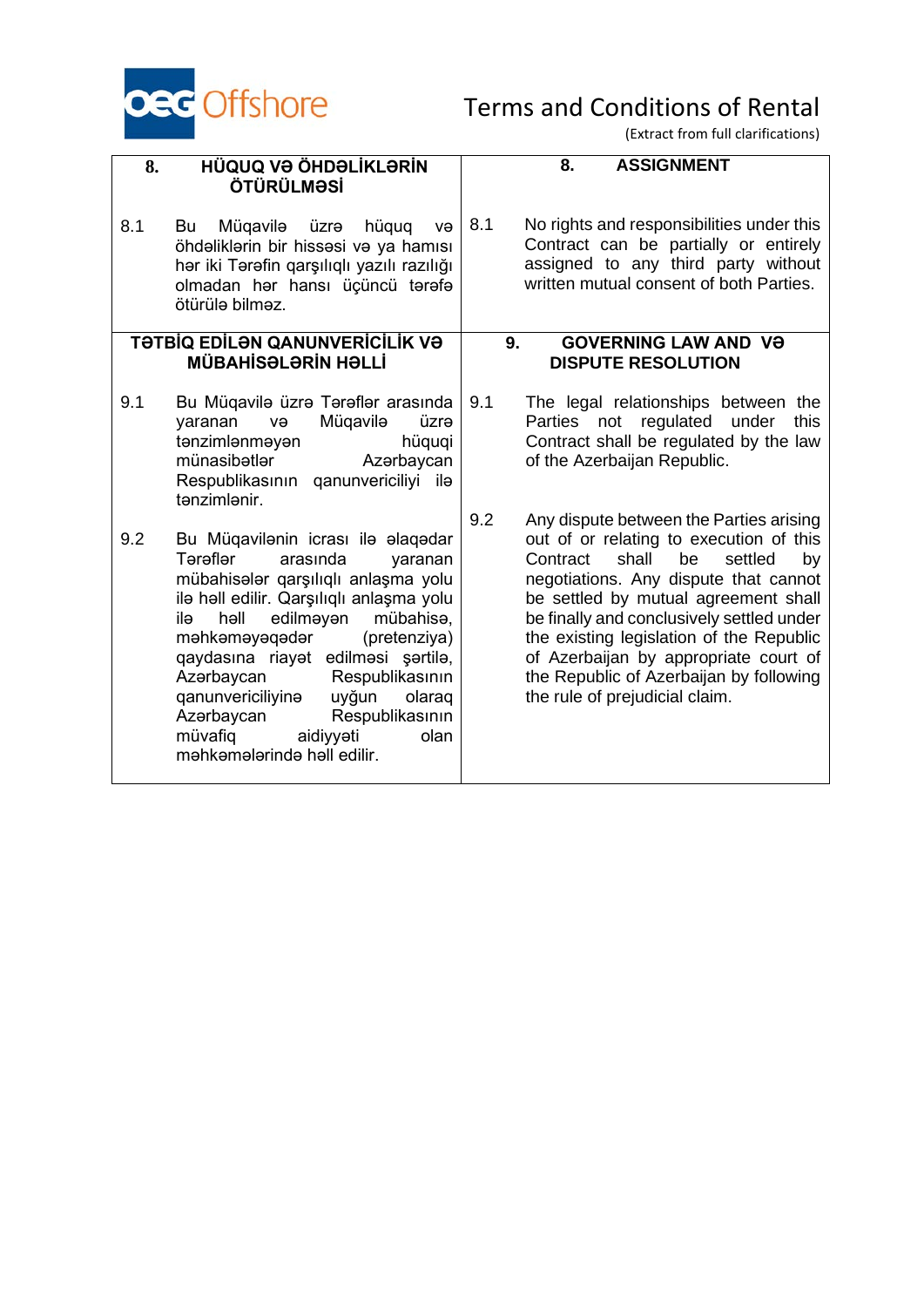| 8. HÜQUQ VƏ ÖHDƏLİKLƏRİN ÖTÜRÜLMƏSİ | 8. ASSIGNMENT |
|---|---|
| 8.1 Bu Müqavilə üzrə hüquq və öhdəliklərin bir hissəsi və ya hamısı hər iki Tərəfin qarşılıqlı yazılı razılığı olmadan hər hansı üçüncü tərəfə ötürülə bilməz. | 8.1 No rights and responsibilities under this Contract can be partially or entirely assigned to any third party without written mutual consent of both Parties. |
| **TƏTBİQ EDİLƏN QANUNVERİCİLİK VƏ MÜBAHİSƏLƏRİN HƏLLİ** | **9. GOVERNING LAW AND VƏ DISPUTE RESOLUTION** |
| 9.1 Bu Müqavilə üzrə Tərəflər arasında yaranan və Müqavilə üzrə tənzimlənməyən hüquqi münasibətlər Azərbaycan Respublikasının qanunvericiliyi ilə tənzimlənir. | 9.1 The legal relationships between the Parties not regulated under this Contract shall be regulated by the law of the Azerbaijan Republic. |
| 9.2 Bu Müqavilənin icrası ilə əlaqədar Tərəflər arasında yaranan mübahisələr qarşılıqlı anlaşma yolu ilə həll edilir. Qarşılıqlı anlaşma yolu ilə həll edilməyən mübahisə, məhkəməyəqədər (pretenziya) qaydasına riayət edilməsi şərtilə, Azərbaycan Respublikasının qanunvericiliyinə uyğun olaraq Azərbaycan Respublikasının müvafiq aidiyyəti olan məhkəmələrində həll edilir. | 9.2 Any dispute between the Parties arising out of or relating to execution of this Contract shall be settled by negotiations. Any dispute that cannot be settled by mutual agreement shall be finally and conclusively settled under the existing legislation of the Republic of Azerbaijan by appropriate court of the Republic of Azerbaijan by following the rule of prejudicial claim. |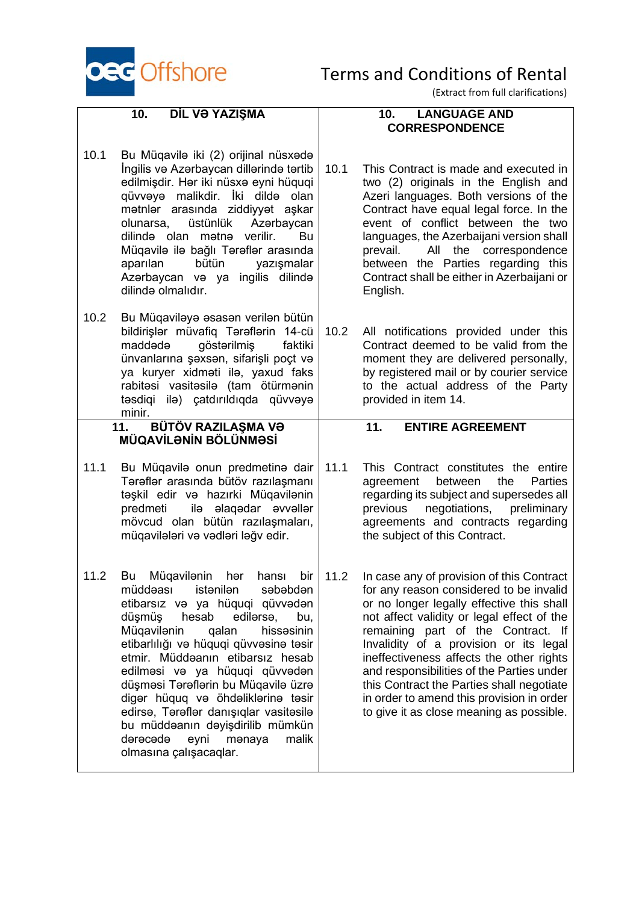Terms and Conditions of Rental

(Extract from full clarifications)

| 10. DİL VƏ YAZIŞMA | 10. LANGUAGE AND CORRESPONDENCE |
|---|---|
| 10.1 Bu Müqavilə iki (2) orijinal nüsxədə İngilis və Azərbaycan dillərində tərtib edilmişdir. Hər iki nüsxə eyni hüquqi qüvvəyə malikdir. İki dildə olan mətnlər arasında ziddiyyət aşkar olunarsa, üstünlük Azərbaycan dilində olan mətnə verilir. Bu Müqavilə ilə bağlı Tərəflər arasında aparılan bütün yazışmalar Azərbaycan və ya ingilis dilində dilində olmalıdır. | 10.1 This Contract is made and executed in two (2) originals in the English and Azeri languages. Both versions of the Contract have equal legal force. In the event of conflict between the two languages, the Azerbaijani version shall prevail. All the correspondence between the Parties regarding this Contract shall be either in Azerbaijani or English. |
| 10.2 Bu Müqaviləyə əsasən verilən bütün bildirişlər müvafiq Tərəflərin 14-cü maddədə göstərilmiş faktiki ünvanlarına şəxsən, sifarişli poçt və ya kuryer xidməti ilə, yaxud faks rabitəsi vasitəsilə (tam ötürmənin təsdiqi ilə) çatdırıldıqda qüvvəyə minir. | 10.2 All notifications provided under this Contract deemed to be valid from the moment they are delivered personally, by registered mail or by courier service to the actual address of the Party provided in item 14. |
| **11. BÜTÖV RAZILAŞMA VƏ MÜQAVİLƏNİN BÖLÜNMƏSİ** | **11. ENTIRE AGREEMENT** |
| 11.1 Bu Müqavilə onun predmetinə dair Tərəflər arasında bütöv razılaşmanı təşkil edir və hazırki Müqavilənin predmeti ilə əlaqədar əvvəllər mövcud olan bütün razılaşmaları, müqavilələri və vədləri ləğv edir. | 11.1 This Contract constitutes the entire agreement between the Parties regarding its subject and supersedes all previous negotiations, preliminary agreements and contracts regarding the subject of this Contract. |
| 11.2 Bu Müqavilənin hər hansı bir müddəası istənilən səbəbdən etibarsız və ya hüquqi qüvvədən düşmüş hesab edilərsə, bu, Müqavilənin qalan hissəsinin etibarlılığı və hüquqi qüvvəsinə təsir etmir. Müddəanın etibarsız hesab edilməsi və ya hüquqi qüvvədən düşməsi Tərəflərin bu Müqavilə üzrə digər hüquq və öhdəliklərinə təsir edirsə, Tərəflər danışıqlar vasitəsilə bu müddəanın dəyişdirilib mümkün dərəcədə eyni mənaya malik olmasına çalışacaqlar. | 11.2 In case any of provision of this Contract for any reason considered to be invalid or no longer legally effective this shall not affect validity or legal effect of the remaining part of the Contract. If Invalidity of a provision or its legal ineffectiveness affects the other rights and responsibilities of the Parties under this Contract the Parties shall negotiate in order to amend this provision in order to give it as close meaning as possible. |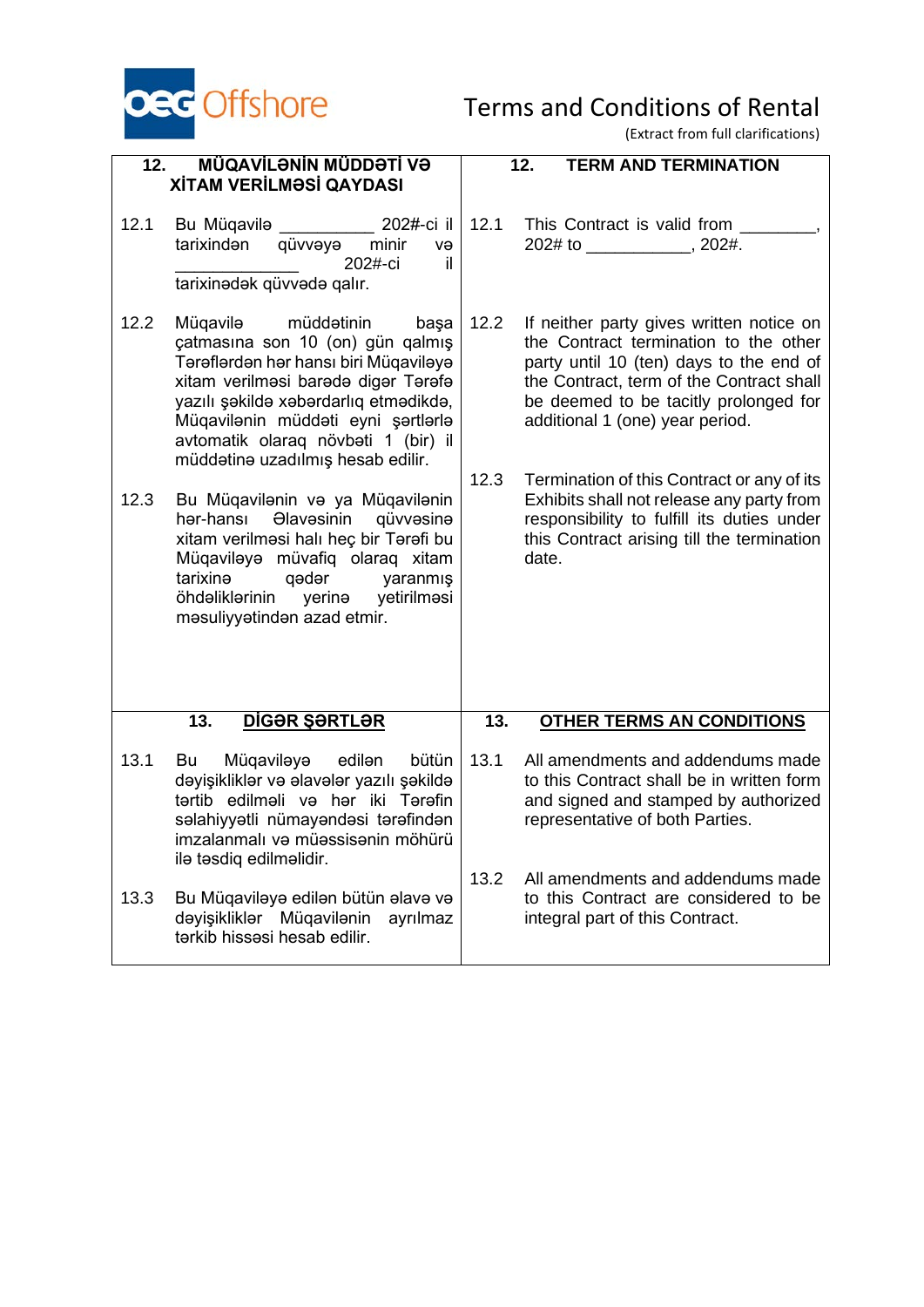Terms and Conditions of Rental
(Extract from full clarifications)

| 12. MÜQAVİLƏNİN MÜDDƏTİ VƏ XİTAM VERİLMƏSİ QAYDASI | 12. TERM AND TERMINATION |
|---|---|
| 12.1 Bu Müqavilə __________ 202#-ci il tarixindən qüvvəyə minir və _____________ 202#-ci il tarixinədək qüvvədə qalır. | 12.1 This Contract is valid from ________, 202# to ___________, 202#. |
| 12.2 Müqavilə müddətinin başa çatmasına son 10 (on) gün qalmış Tərəflərdən hər hansı biri Müqaviləyə xitam verilməsi barədə digər Tərəfə yazılı şəkildə xəbərdarlıq etmədikdə, Müqavilənin müddəti eyni şərtlərlə avtomatik olaraq növbəti 1 (bir) il müddətinə uzadılmış hesab edilir. | 12.2 If neither party gives written notice on the Contract termination to the other party until 10 (ten) days to the end of the Contract, term of the Contract shall be deemed to be tacitly prolonged for additional 1 (one) year period. |
| 12.3 Bu Müqavilənin və ya Müqavilənin hər-hansı Əlavəsinin qüvvəsinə xitam verilməsi halı heç bir Tərəfi bu Müqaviləyə müvafiq olaraq xitam tarixinə qədər yaranmış öhdəliklərinin yerinə yetirilməsi məsuliyyətindən azad etmir. | 12.3 Termination of this Contract or any of its Exhibits shall not release any party from responsibility to fulfill its duties under this Contract arising till the termination date. |
| 13. **DİGƏR ŞƏRTLƏR** | 13. **OTHER TERMS AN CONDITIONS** |
| 13.1 Bu Müqaviləyə edilən bütün dəyişikliklər və əlavələr yazılı şəkildə tərtib edilməli və hər iki Tərəfin səlahiyyətli nümayəndəsi tərəfindən imzalanmalı və müəssisənin möhürü ilə təsdiq edilməlidir. | 13.1 All amendments and addendums made to this Contract shall be in written form and signed and stamped by authorized representative of both Parties. |
| 13.3 Bu Müqaviləyə edilən bütün əlavə və dəyişikliklər Müqavilənin ayrılmaz tərkib hissəsi hesab edilir. | 13.2 All amendments and addendums made to this Contract are considered to be integral part of this Contract. |